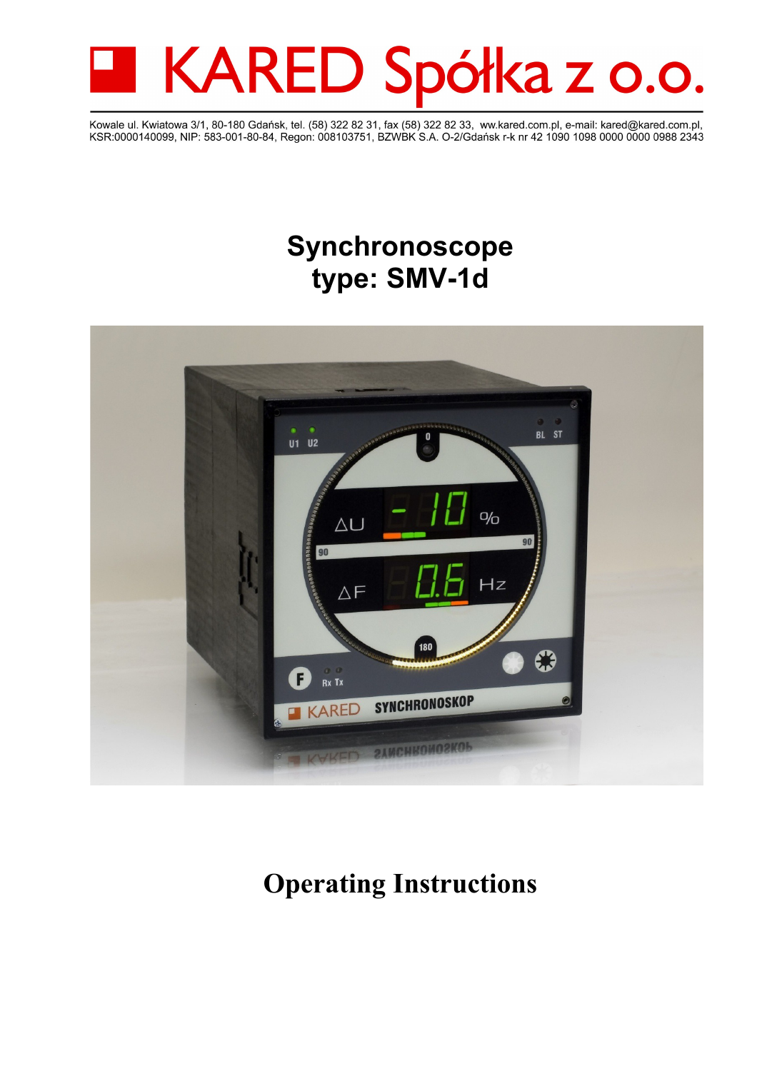# KARED Spółka z o.o.

Kowale ul. Kwiatowa 3/1, 80-180 Gdańsk, tel. (58) 322 82 31, fax (58) 322 82 33, ww.kared.com.pl, e-mail: kared@kared.com.pl,
KSR:0000140099, NIP: 583-001-80-84, Regon: 008103751, BZWBK S.A. O-2/Gdańsk r-k nr 42 1090 1098 0000 0000 0988 2343

# Synchronoscope
# type: SMV-1d

# Operating Instructions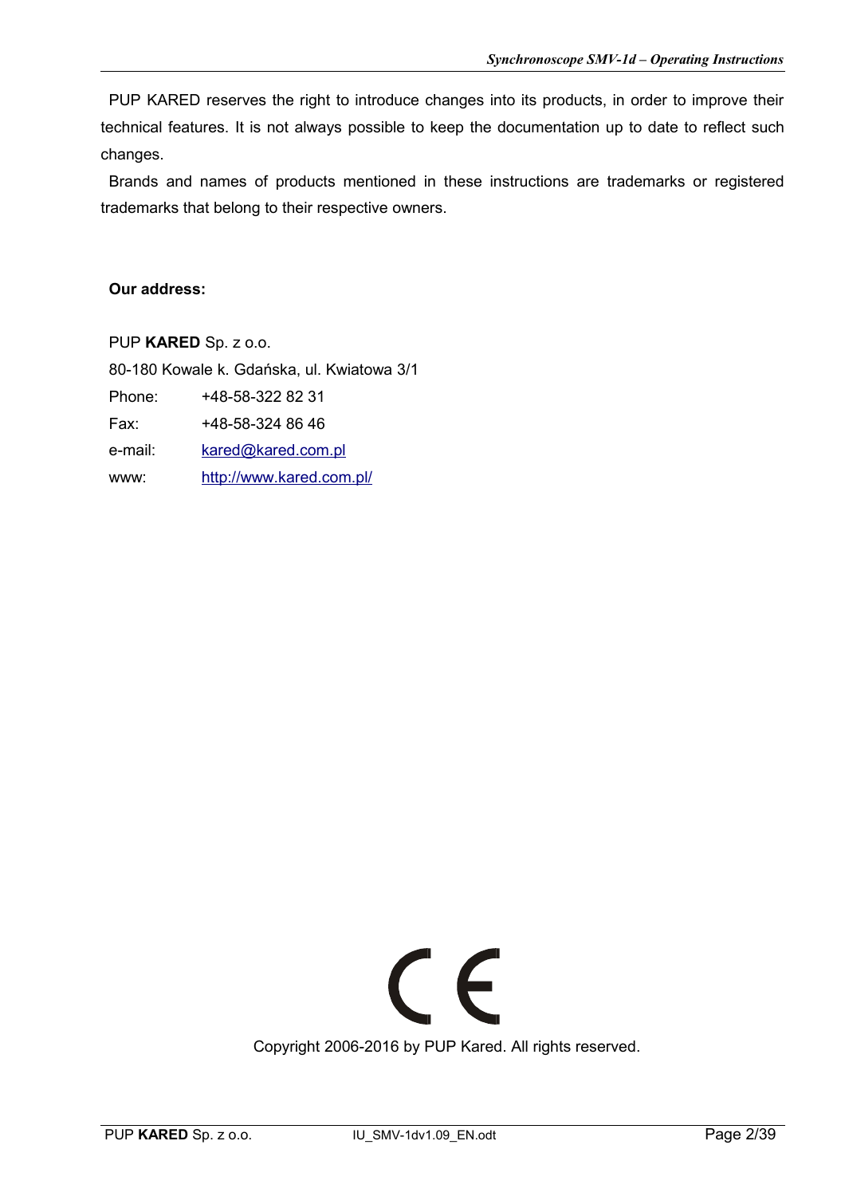PUP KARED reserves the right to introduce changes into its products, in order to improve their technical features. It is not always possible to keep the documentation up to date to reflect such changes.

Brands and names of products mentioned in these instructions are trademarks or registered trademarks that belong to their respective owners.

**Our address:**

PUP **KARED** Sp. z o.o.

80-180 Kowale k. Gdańska, ul. Kwiatowa 3/1

| | |
|---|---|
| Phone: | +48-58-322 82 31 |
| Fax: | +48-58-324 86 46 |
| e-mail: | kared@kared.com.pl |
| www: | http://www.kared.com.pl/ |

CE

Copyright 2006-2016 by PUP Kared. All rights reserved.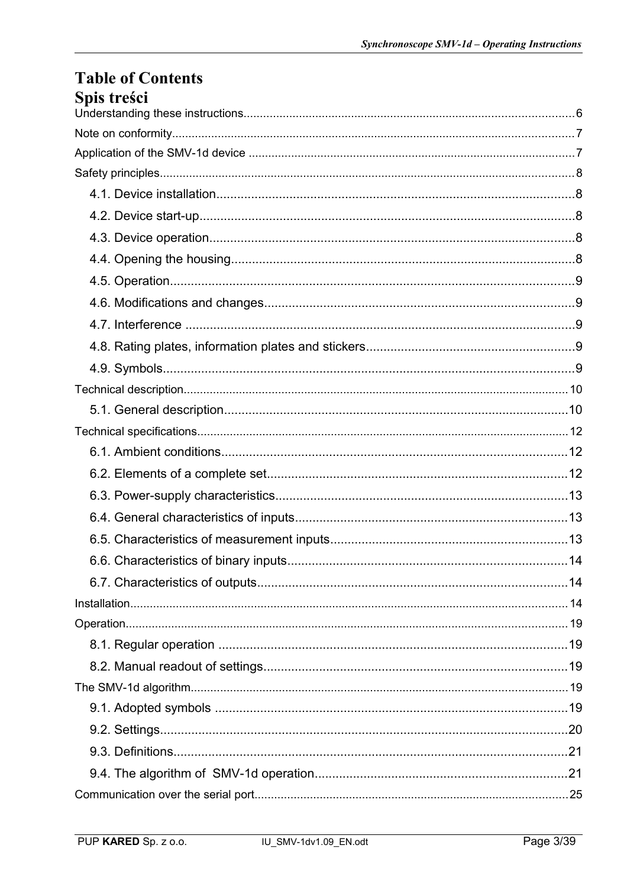# Table of Contents
# Spis treści

Understanding these instructions.....6

Note on conformity.....7

Application of the SMV-1d device.....7

Safety principles.....8

- 4.1. Device installation.....8
- 4.2. Device start-up.....8
- 4.3. Device operation.....8
- 4.4. Opening the housing.....8
- 4.5. Operation.....9
- 4.6. Modifications and changes.....9
- 4.7. Interference.....9
- 4.8. Rating plates, information plates and stickers.....9
- 4.9. Symbols.....9

Technical description.....10

- 5.1. General description.....10

Technical specifications.....12

- 6.1. Ambient conditions.....12
- 6.2. Elements of a complete set.....12
- 6.3. Power-supply characteristics.....13
- 6.4. General characteristics of inputs.....13
- 6.5. Characteristics of measurement inputs.....13
- 6.6. Characteristics of binary inputs.....14
- 6.7. Characteristics of outputs.....14

Installation.....14

Operation.....19

- 8.1. Regular operation.....19
- 8.2. Manual readout of settings.....19

The SMV-1d algorithm.....19

- 9.1. Adopted symbols.....19
- 9.2. Settings.....20
- 9.3. Definitions.....21
- 9.4. The algorithm of SMV-1d operation.....21

Communication over the serial port.....25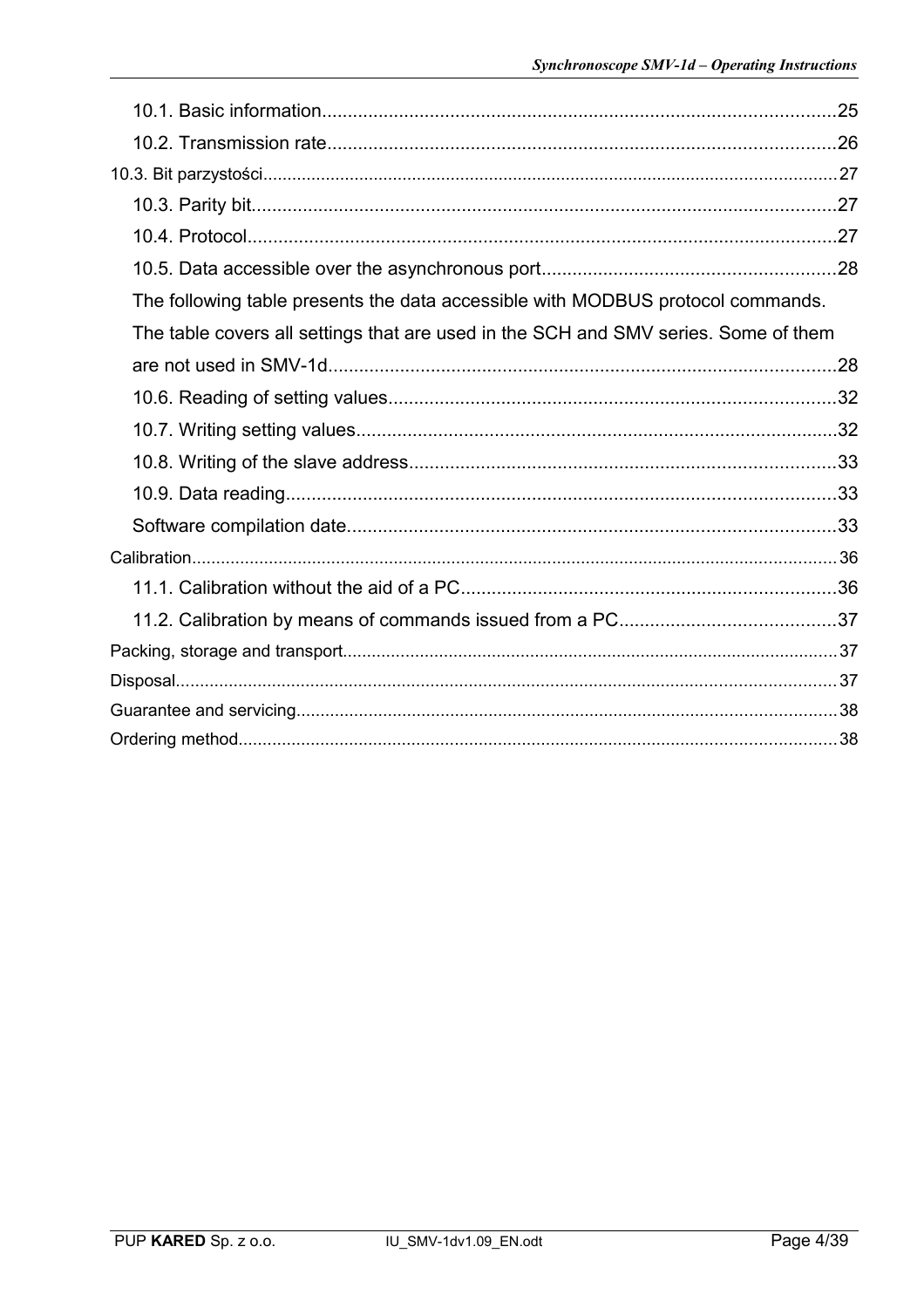10.1. Basic information....................................................................................................25

10.2. Transmission rate.......................................................................................................26

10.3. Bit parzystości...............................................................................................................27

10.3. Parity bit.....................................................................................................................27

10.4. Protocol.......................................................................................................................27

10.5. Data accessible over the asynchronous port.............................................................28

The following table presents the data accessible with MODBUS protocol commands. The table covers all settings that are used in the SCH and SMV series. Some of them are not used in SMV-1d.......................................................................................................28

10.6. Reading of setting values...........................................................................................32

10.7. Writing setting values..................................................................................................32

10.8. Writing of the slave address.......................................................................................33

10.9. Data reading...............................................................................................................33

Software compilation date..................................................................................................33

Calibration..........................................................................................................................36

11.1. Calibration without the aid of a PC............................................................................36

11.2. Calibration by means of commands issued from a PC..............................................37

Packing, storage and transport..........................................................................................37

Disposal..............................................................................................................................37

Guarantee and servicing.....................................................................................................38

Ordering method.................................................................................................................38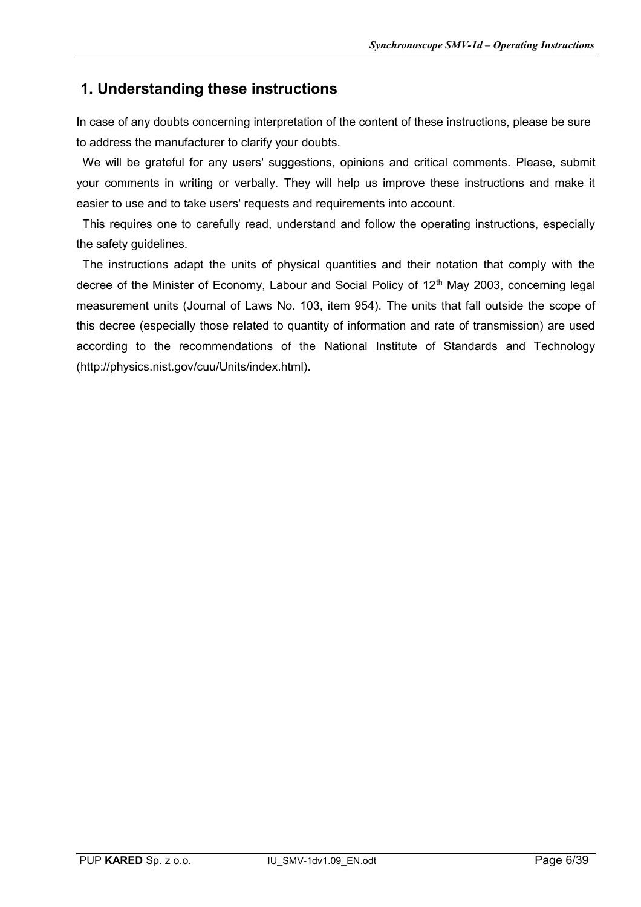## 1. Understanding these instructions

In case of any doubts concerning interpretation of the content of these instructions, please be sure to address the manufacturer to clarify your doubts.

We will be grateful for any users' suggestions, opinions and critical comments. Please, submit your comments in writing or verbally. They will help us improve these instructions and make it easier to use and to take users' requests and requirements into account.

This requires one to carefully read, understand and follow the operating instructions, especially the safety guidelines.

The instructions adapt the units of physical quantities and their notation that comply with the decree of the Minister of Economy, Labour and Social Policy of 12th May 2003, concerning legal measurement units (Journal of Laws No. 103, item 954). The units that fall outside the scope of this decree (especially those related to quantity of information and rate of transmission) are used according to the recommendations of the National Institute of Standards and Technology (http://physics.nist.gov/cuu/Units/index.html).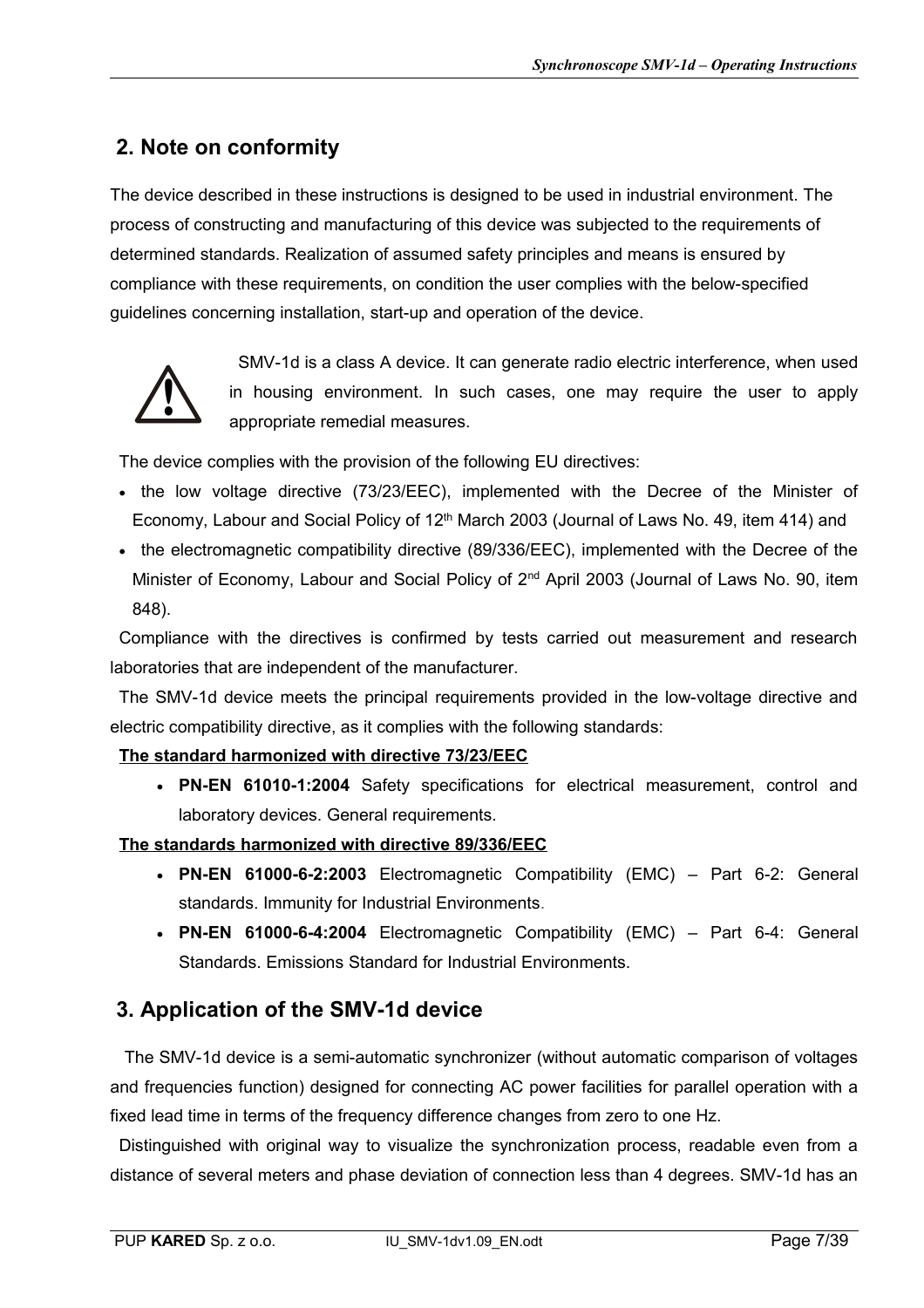## 2. Note on conformity

The device described in these instructions is designed to be used in industrial environment. The process of constructing and manufacturing of this device was subjected to the requirements of determined standards. Realization of assumed safety principles and means is ensured by compliance with these requirements, on condition the user complies with the below-specified guidelines concerning installation, start-up and operation of the device.

SMV-1d is a class A device. It can generate radio electric interference, when used in housing environment. In such cases, one may require the user to apply appropriate remedial measures.

The device complies with the provision of the following EU directives:

- the low voltage directive (73/23/EEC), implemented with the Decree of the Minister of Economy, Labour and Social Policy of 12th March 2003 (Journal of Laws No. 49, item 414) and
- the electromagnetic compatibility directive (89/336/EEC), implemented with the Decree of the Minister of Economy, Labour and Social Policy of 2nd April 2003 (Journal of Laws No. 90, item 848).

Compliance with the directives is confirmed by tests carried out measurement and research laboratories that are independent of the manufacturer.

The SMV-1d device meets the principal requirements provided in the low-voltage directive and electric compatibility directive, as it complies with the following standards:

**The standard harmonized with directive 73/23/EEC**

- **PN-EN 61010-1:2004** Safety specifications for electrical measurement, control and laboratory devices. General requirements.

**The standards harmonized with directive 89/336/EEC**

- **PN-EN 61000-6-2:2003** Electromagnetic Compatibility (EMC) – Part 6-2: General standards. Immunity for Industrial Environments.
- **PN-EN 61000-6-4:2004** Electromagnetic Compatibility (EMC) – Part 6-4: General Standards. Emissions Standard for Industrial Environments.

## 3. Application of the SMV-1d device

The SMV-1d device is a semi-automatic synchronizer (without automatic comparison of voltages and frequencies function) designed for connecting AC power facilities for parallel operation with a fixed lead time in terms of the frequency difference changes from zero to one Hz.

Distinguished with original way to visualize the synchronization process, readable even from a distance of several meters and phase deviation of connection less than 4 degrees. SMV-1d has an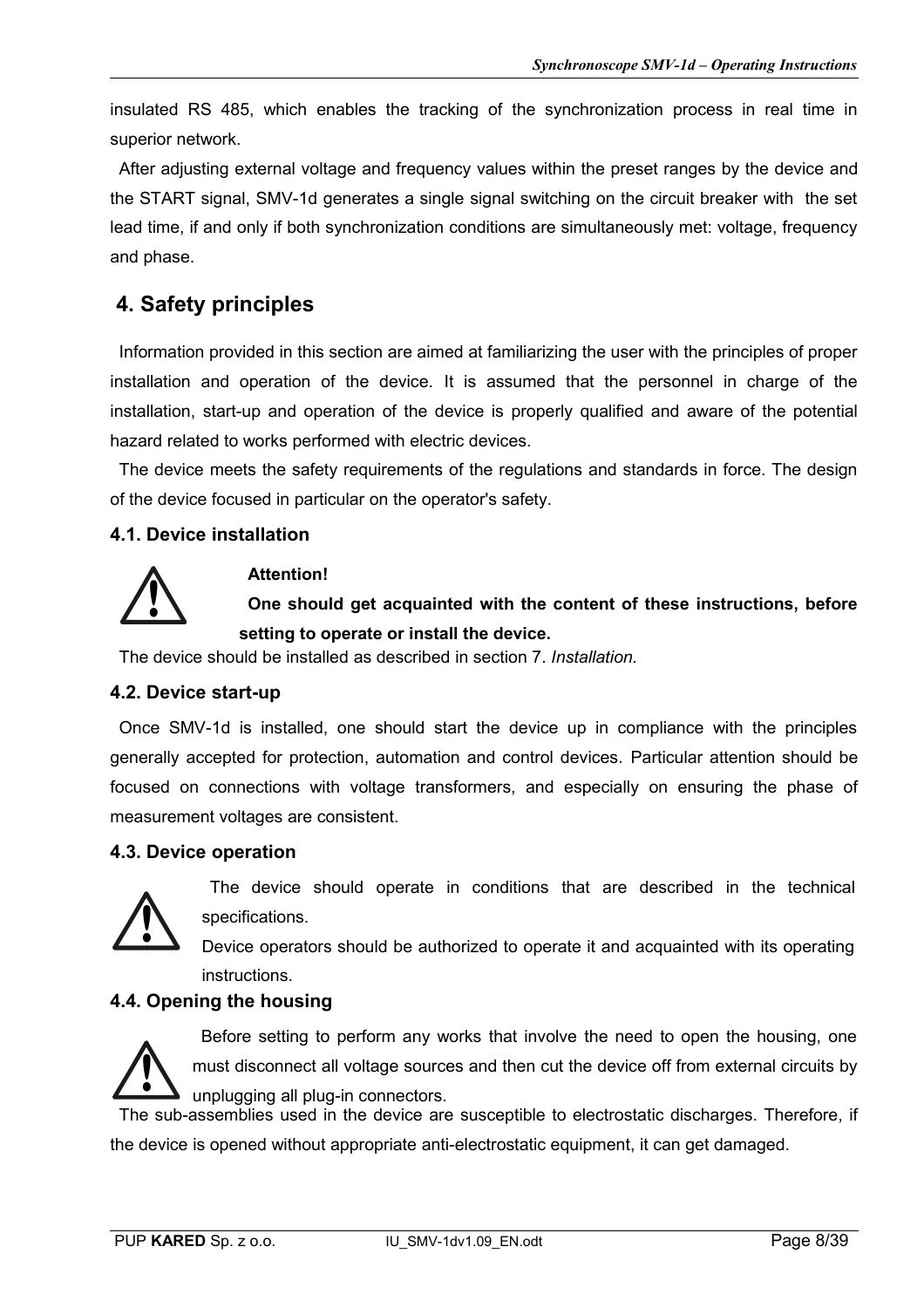insulated RS 485, which enables the tracking of the synchronization process in real time in superior network.

After adjusting external voltage and frequency values within the preset ranges by the device and the START signal, SMV-1d generates a single signal switching on the circuit breaker with the set lead time, if and only if both synchronization conditions are simultaneously met: voltage, frequency and phase.

## 4. Safety principles

Information provided in this section are aimed at familiarizing the user with the principles of proper installation and operation of the device. It is assumed that the personnel in charge of the installation, start-up and operation of the device is properly qualified and aware of the potential hazard related to works performed with electric devices.

The device meets the safety requirements of the regulations and standards in force. The design of the device focused in particular on the operator's safety.

### 4.1. Device installation

**Attention!**

**One should get acquainted with the content of these instructions, before setting to operate or install the device.**

The device should be installed as described in section 7. *Installation.*

### 4.2. Device start-up

Once SMV-1d is installed, one should start the device up in compliance with the principles generally accepted for protection, automation and control devices. Particular attention should be focused on connections with voltage transformers, and especially on ensuring the phase of measurement voltages are consistent.

### 4.3. Device operation

The device should operate in conditions that are described in the technical specifications.

Device operators should be authorized to operate it and acquainted with its operating instructions.

### 4.4. Opening the housing

Before setting to perform any works that involve the need to open the housing, one must disconnect all voltage sources and then cut the device off from external circuits by unplugging all plug-in connectors.

The sub-assemblies used in the device are susceptible to electrostatic discharges. Therefore, if the device is opened without appropriate anti-electrostatic equipment, it can get damaged.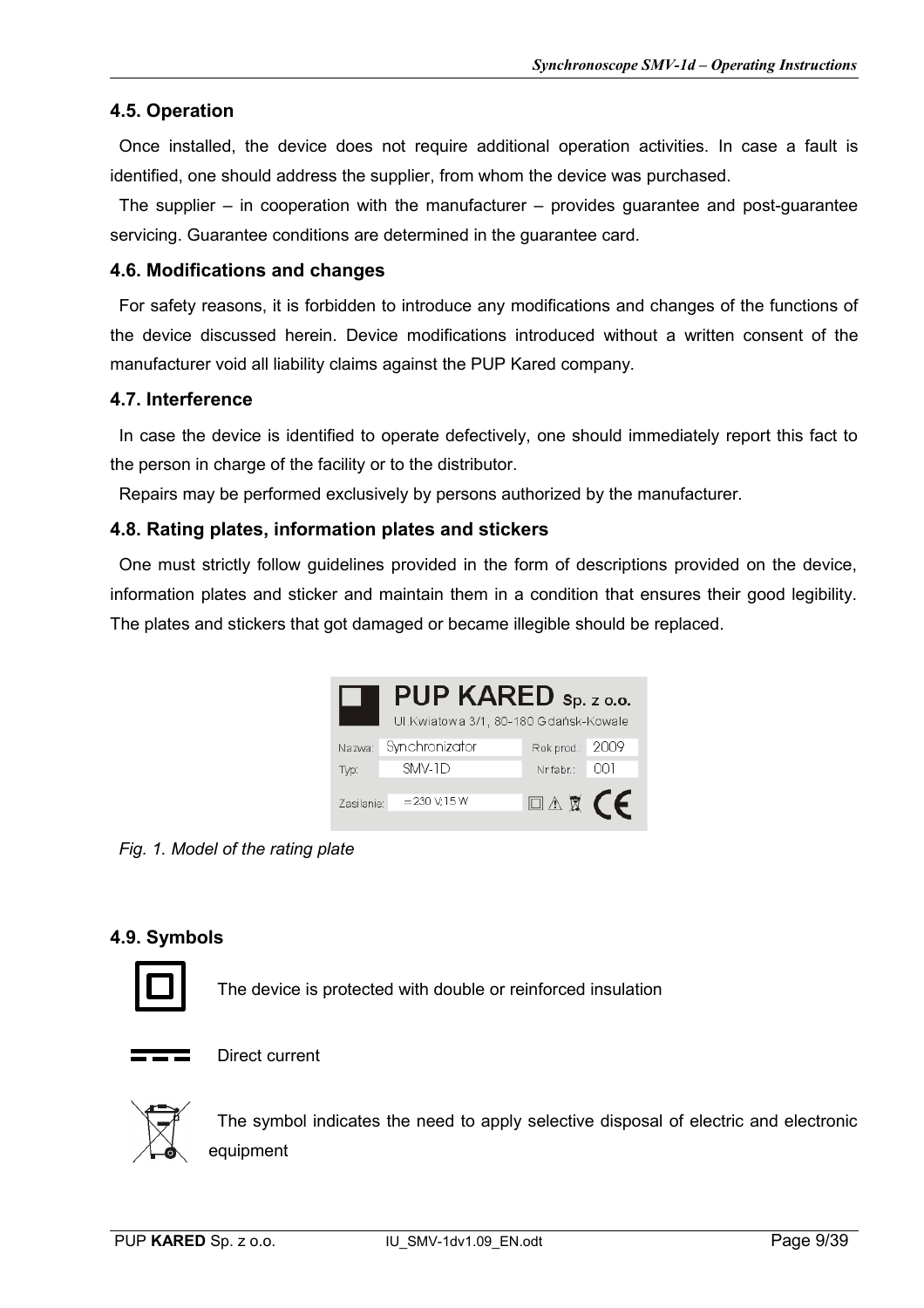### 4.5. Operation

Once installed, the device does not require additional operation activities. In case a fault is identified, one should address the supplier, from whom the device was purchased.

The supplier – in cooperation with the manufacturer – provides guarantee and post-guarantee servicing. Guarantee conditions are determined in the guarantee card.

### 4.6. Modifications and changes

For safety reasons, it is forbidden to introduce any modifications and changes of the functions of the device discussed herein. Device modifications introduced without a written consent of the manufacturer void all liability claims against the PUP Kared company.

### 4.7. Interference

In case the device is identified to operate defectively, one should immediately report this fact to the person in charge of the facility or to the distributor.

Repairs may be performed exclusively by persons authorized by the manufacturer.

### 4.8. Rating plates, information plates and stickers

One must strictly follow guidelines provided in the form of descriptions provided on the device, information plates and sticker and maintain them in a condition that ensures their good legibility. The plates and stickers that got damaged or became illegible should be replaced.

**PUP KARED** Sp. z o.o.
Ul. Kwiatowa 3/1, 80-180 Gdańsk-Kowale

| Nazwa: | Synchronizator | Rok prod.: | 2009 |
|---|---|---|---|
| Typ: | SMV-1D | Nr fabr.: | 001 |
| Zasilanie: | =230 V;15 W | | |

*Fig. 1. Model of the rating plate*

### 4.9. Symbols

The device is protected with double or reinforced insulation

Direct current

The symbol indicates the need to apply selective disposal of electric and electronic equipment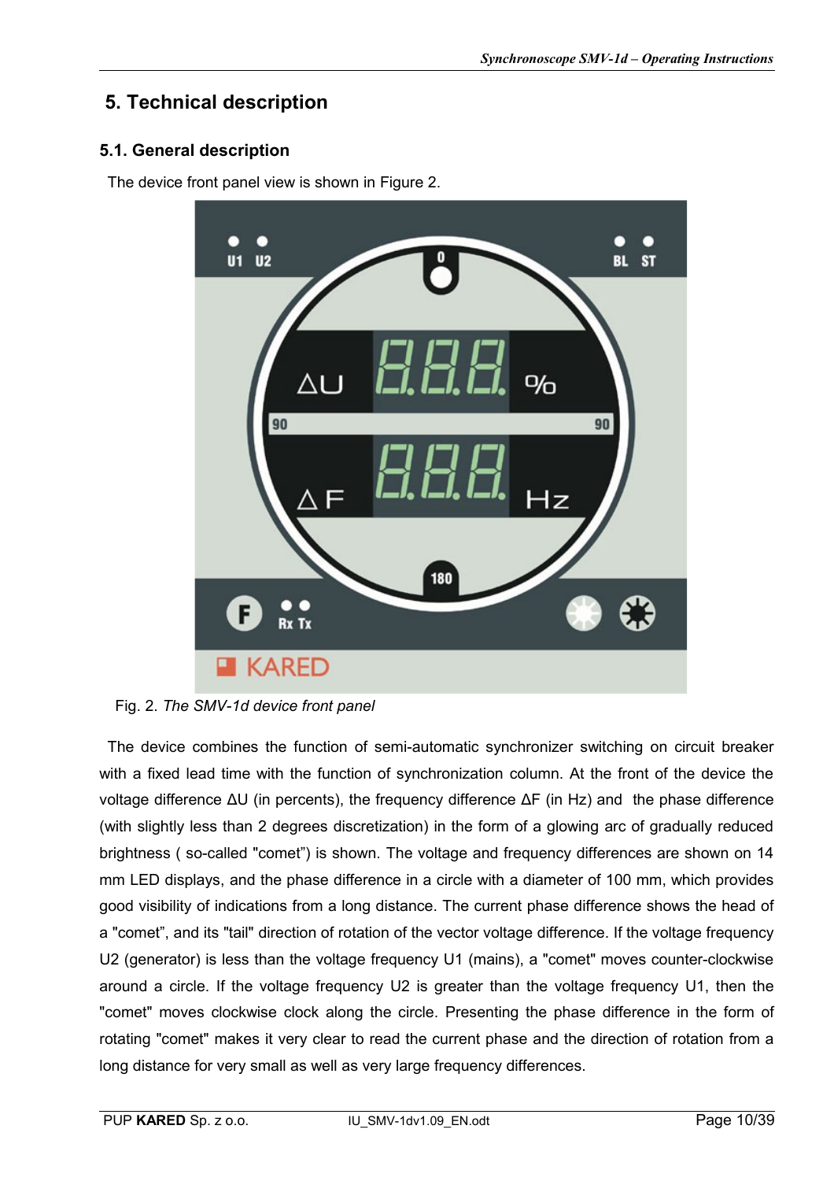## 5. Technical description

### 5.1. General description

The device front panel view is shown in Figure 2.

Fig. 2. *The SMV-1d device front panel*

The device combines the function of semi-automatic synchronizer switching on circuit breaker with a fixed lead time with the function of synchronization column. At the front of the device the voltage difference ΔU (in percents), the frequency difference ΔF (in Hz) and the phase difference (with slightly less than 2 degrees discretization) in the form of a glowing arc of gradually reduced brightness ( so-called "comet") is shown. The voltage and frequency differences are shown on 14 mm LED displays, and the phase difference in a circle with a diameter of 100 mm, which provides good visibility of indications from a long distance. The current phase difference shows the head of a "comet", and its "tail" direction of rotation of the vector voltage difference. If the voltage frequency U2 (generator) is less than the voltage frequency U1 (mains), a "comet" moves counter-clockwise around a circle. If the voltage frequency U2 is greater than the voltage frequency U1, then the "comet" moves clockwise clock along the circle. Presenting the phase difference in the form of rotating "comet" makes it very clear to read the current phase and the direction of rotation from a long distance for very small as well as very large frequency differences.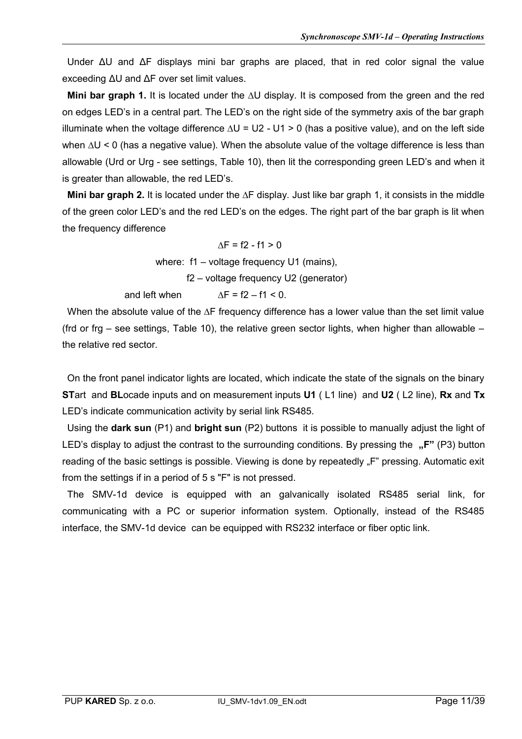Under $\Delta U$ and $\Delta F$ displays mini bar graphs are placed, that in red color signal the value exceeding $\Delta U$ and $\Delta F$ over set limit values.

**Mini bar graph 1.** It is located under the $\Delta U$ display. It is composed from the green and the red on edges LED's in a central part. The LED's on the right side of the symmetry axis of the bar graph illuminate when the voltage difference $\Delta U = U2 - U1 > 0$ (has a positive value), and on the left side when $\Delta U < 0$ (has a negative value). When the absolute value of the voltage difference is less than allowable (Urd or Urg - see settings, Table 10), then lit the corresponding green LED's and when it is greater than allowable, the red LED's.

**Mini bar graph 2.** It is located under the $\Delta F$ display. Just like bar graph 1, it consists in the middle of the green color LED's and the red LED's on the edges. The right part of the bar graph is lit when the frequency difference

$$\Delta F = f2 - f1 > 0$$

where: f1 – voltage frequency U1 (mains),
f2 – voltage frequency U2 (generator)

and left when $\Delta F = f2 - f1 < 0$.

When the absolute value of the $\Delta F$ frequency difference has a lower value than the set limit value (frd or frg – see settings, Table 10), the relative green sector lights, when higher than allowable – the relative red sector.

On the front panel indicator lights are located, which indicate the state of the signals on the binary **ST**art and **BL**ocade inputs and on measurement inputs **U1** ( L1 line) and **U2** ( L2 line), **Rx** and **Tx** LED's indicate communication activity by serial link RS485.

Using the **dark sun** (P1) and **bright sun** (P2) buttons it is possible to manually adjust the light of LED's display to adjust the contrast to the surrounding conditions. By pressing the **„F"** (P3) button reading of the basic settings is possible. Viewing is done by repeatedly „F" pressing. Automatic exit from the settings if in a period of 5 s "F" is not pressed.

The SMV-1d device is equipped with an galvanically isolated RS485 serial link, for communicating with a PC or superior information system. Optionally, instead of the RS485 interface, the SMV-1d device can be equipped with RS232 interface or fiber optic link.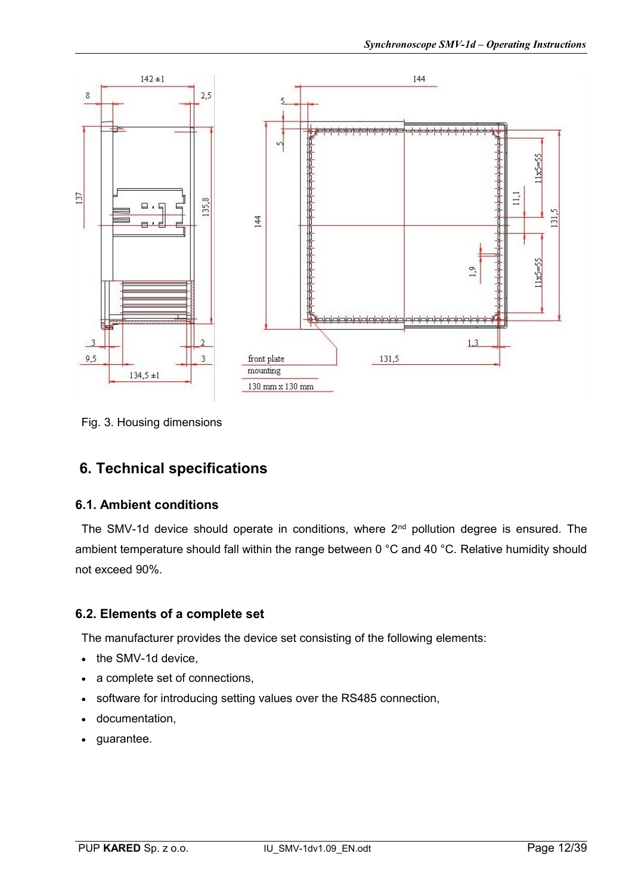Fig. 3. Housing dimensions

## 6. Technical specifications

### 6.1. Ambient conditions

The SMV-1d device should operate in conditions, where 2nd pollution degree is ensured. The ambient temperature should fall within the range between 0 °C and 40 °C. Relative humidity should not exceed 90%.

### 6.2. Elements of a complete set

The manufacturer provides the device set consisting of the following elements:

- the SMV-1d device,
- a complete set of connections,
- software for introducing setting values over the RS485 connection,
- documentation,
- guarantee.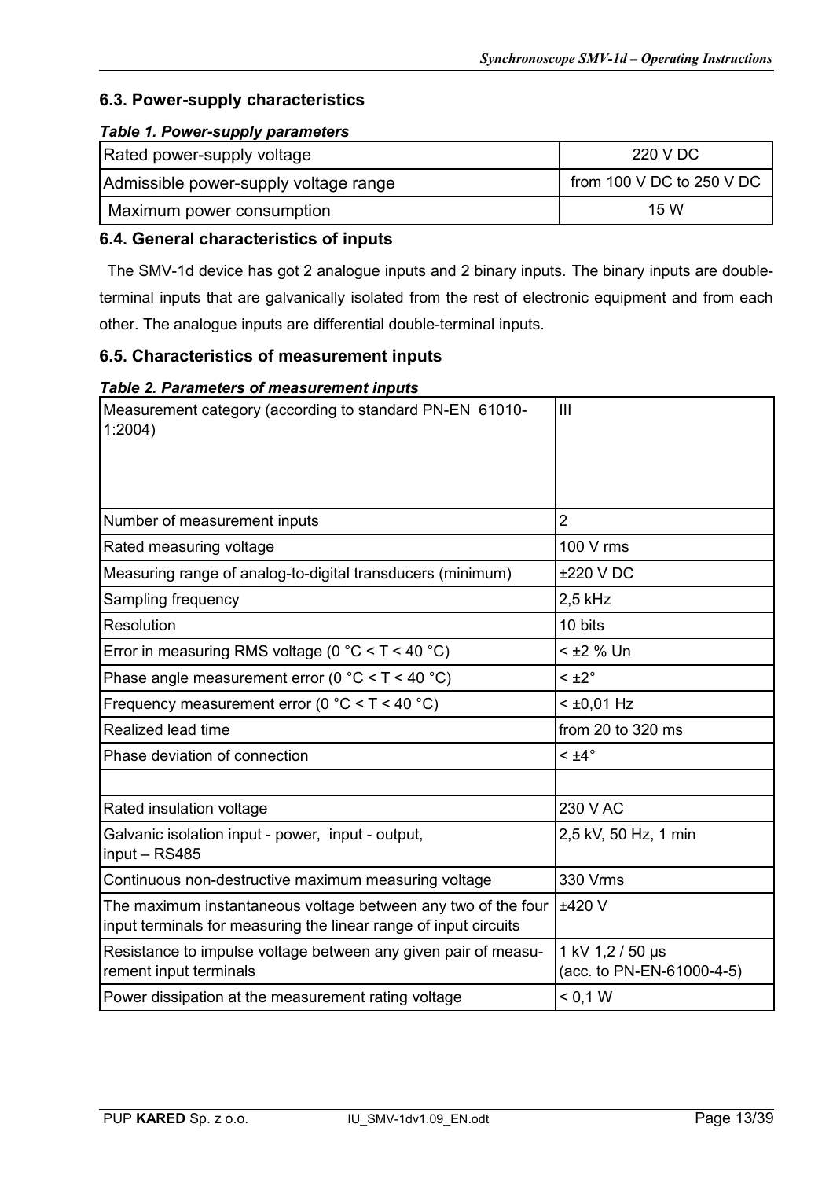### 6.3. Power-supply characteristics

***Table 1. Power-supply parameters***

| | |
|---|---|
| Rated power-supply voltage | 220 V DC |
| Admissible power-supply voltage range | from 100 V DC to 250 V DC |
| Maximum power consumption | 15 W |

### 6.4. General characteristics of inputs

The SMV-1d device has got 2 analogue inputs and 2 binary inputs. The binary inputs are double-terminal inputs that are galvanically isolated from the rest of electronic equipment and from each other. The analogue inputs are differential double-terminal inputs.

### 6.5. Characteristics of measurement inputs

***Table 2. Parameters of measurement inputs***

| | |
|---|---|
| Measurement category (according to standard PN-EN 61010-1:2004) | III |
| Number of measurement inputs | 2 |
| Rated measuring voltage | 100 V rms |
| Measuring range of analog-to-digital transducers (minimum) | ±220 V DC |
| Sampling frequency | 2,5 kHz |
| Resolution | 10 bits |
| Error in measuring RMS voltage (0 °C < T < 40 °C) | < ±2 % Un |
| Phase angle measurement error (0 °C < T < 40 °C) | < ±2° |
| Frequency measurement error (0 °C < T < 40 °C) | < ±0,01 Hz |
| Realized lead time | from 20 to 320 ms |
| Phase deviation of connection | < ±4° |
| | |
| Rated insulation voltage | 230 V AC |
| Galvanic isolation input - power, input - output, input – RS485 | 2,5 kV, 50 Hz, 1 min |
| Continuous non-destructive maximum measuring voltage | 330 Vrms |
| The maximum instantaneous voltage between any two of the four input terminals for measuring the linear range of input circuits | ±420 V |
| Resistance to impulse voltage between any given pair of measurement input terminals | 1 kV 1,2 / 50 μs (acc. to PN-EN-61000-4-5) |
| Power dissipation at the measurement rating voltage | < 0,1 W |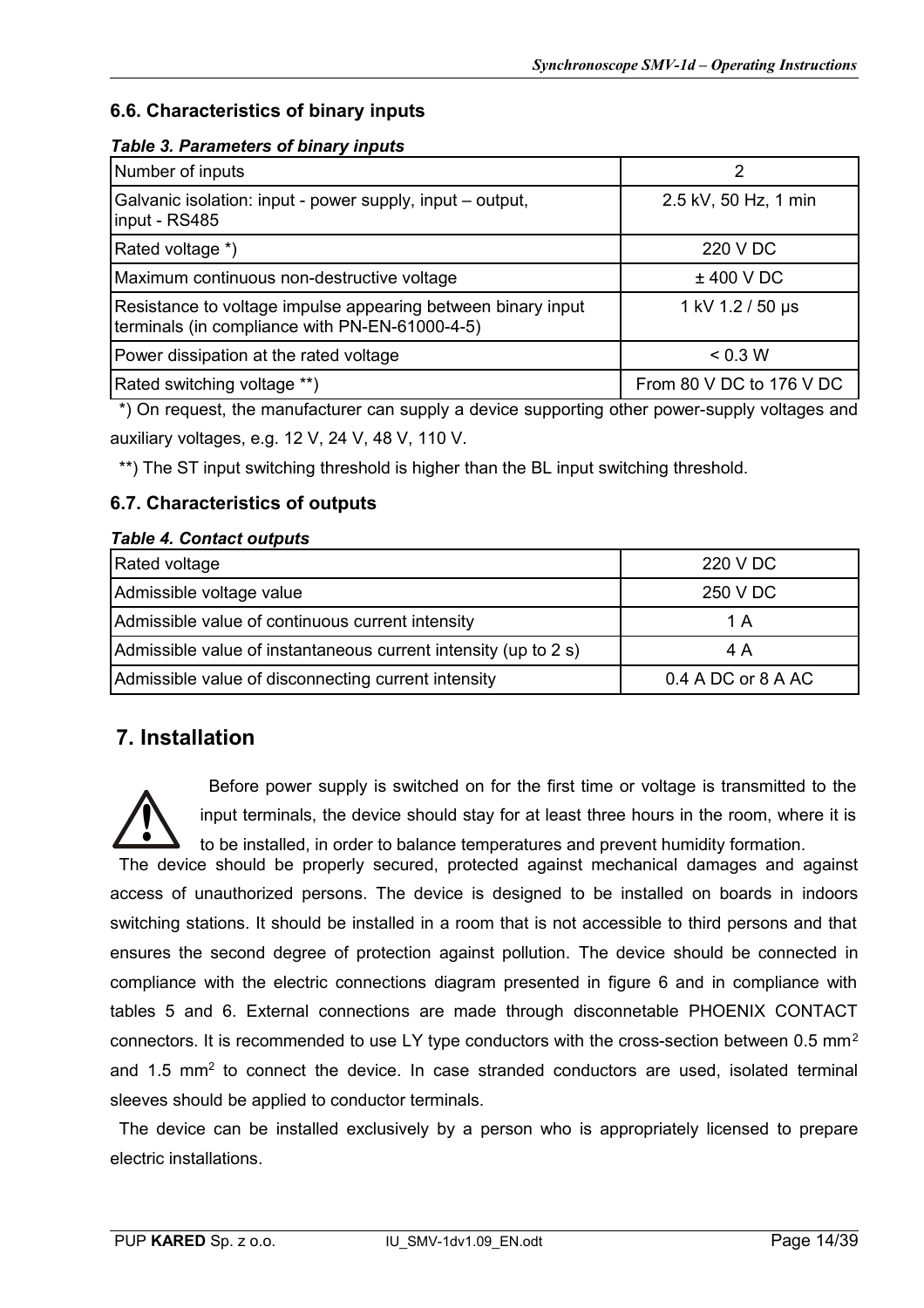### 6.6. Characteristics of binary inputs

***Table 3. Parameters of binary inputs***

| Parameter | Value |
|---|---|
| Number of inputs | 2 |
| Galvanic isolation: input - power supply, input – output, input - RS485 | 2.5 kV, 50 Hz, 1 min |
| Rated voltage *) | 220 V DC |
| Maximum continuous non-destructive voltage | ± 400 V DC |
| Resistance to voltage impulse appearing between binary input terminals (in compliance with PN-EN-61000-4-5) | 1 kV 1.2 / 50 µs |
| Power dissipation at the rated voltage | < 0.3 W |
| Rated switching voltage **) | From 80 V DC to 176 V DC |

*) On request, the manufacturer can supply a device supporting other power-supply voltages and auxiliary voltages, e.g. 12 V, 24 V, 48 V, 110 V.

**) The ST input switching threshold is higher than the BL input switching threshold.

### 6.7. Characteristics of outputs

***Table 4. Contact outputs***

| Parameter | Value |
|---|---|
| Rated voltage | 220 V DC |
| Admissible voltage value | 250 V DC |
| Admissible value of continuous current intensity | 1 A |
| Admissible value of instantaneous current intensity (up to 2 s) | 4 A |
| Admissible value of disconnecting current intensity | 0.4 A DC or 8 A AC |

## 7. Installation

Before power supply is switched on for the first time or voltage is transmitted to the input terminals, the device should stay for at least three hours in the room, where it is to be installed, in order to balance temperatures and prevent humidity formation.

The device should be properly secured, protected against mechanical damages and against access of unauthorized persons. The device is designed to be installed on boards in indoors switching stations. It should be installed in a room that is not accessible to third persons and that ensures the second degree of protection against pollution. The device should be connected in compliance with the electric connections diagram presented in figure 6 and in compliance with tables 5 and 6. External connections are made through disconnetable PHOENIX CONTACT connectors. It is recommended to use LY type conductors with the cross-section between 0.5 mm$^2$ and 1.5 mm$^2$ to connect the device. In case stranded conductors are used, isolated terminal sleeves should be applied to conductor terminals.

The device can be installed exclusively by a person who is appropriately licensed to prepare electric installations.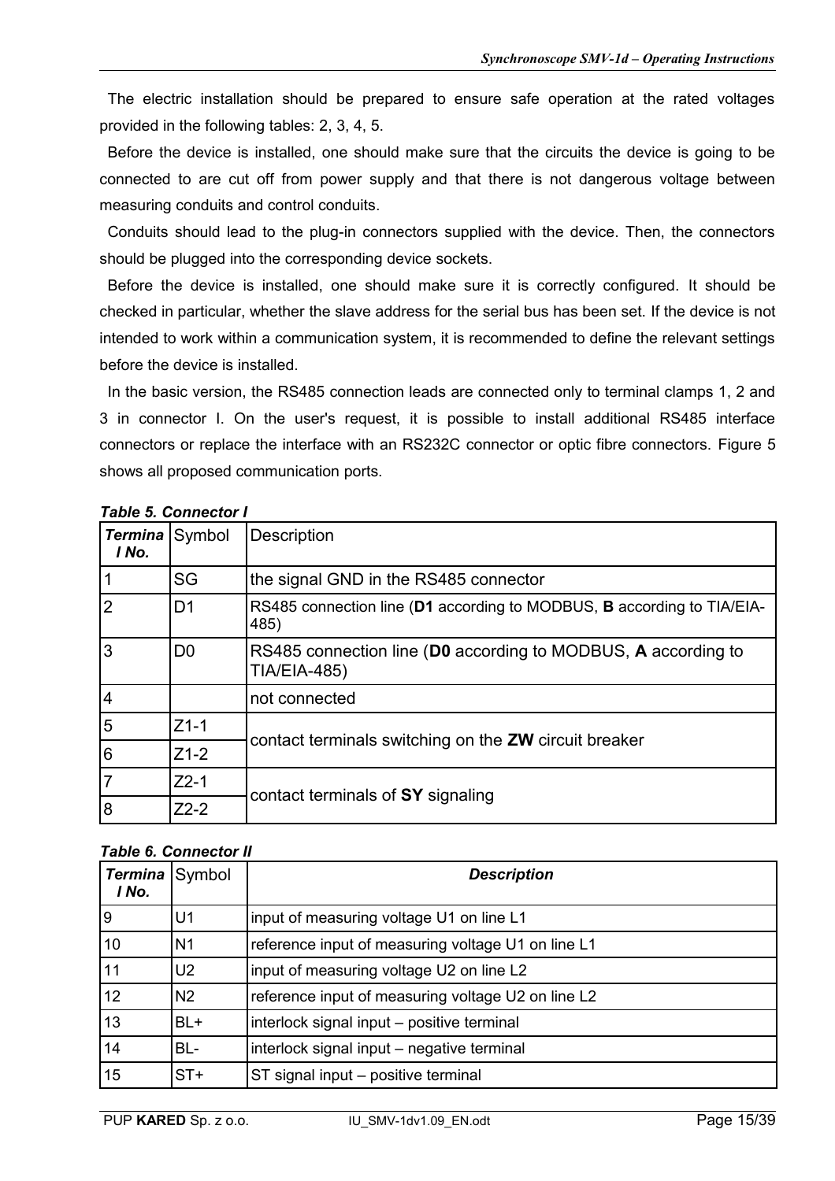The electric installation should be prepared to ensure safe operation at the rated voltages provided in the following tables: 2, 3, 4, 5.

Before the device is installed, one should make sure that the circuits the device is going to be connected to are cut off from power supply and that there is not dangerous voltage between measuring conduits and control conduits.

Conduits should lead to the plug-in connectors supplied with the device. Then, the connectors should be plugged into the corresponding device sockets.

Before the device is installed, one should make sure it is correctly configured. It should be checked in particular, whether the slave address for the serial bus has been set. If the device is not intended to work within a communication system, it is recommended to define the relevant settings before the device is installed.

In the basic version, the RS485 connection leads are connected only to terminal clamps 1, 2 and 3 in connector I. On the user's request, it is possible to install additional RS485 interface connectors or replace the interface with an RS232C connector or optic fibre connectors. Figure 5 shows all proposed communication ports.

***Table 5. Connector I***

| ***Terminal No.*** | Symbol | Description |
|---|---|---|
| 1 | SG | the signal GND in the RS485 connector |
| 2 | D1 | RS485 connection line (**D1** according to MODBUS, **B** according to TIA/EIA-485) |
| 3 | D0 | RS485 connection line (**D0** according to MODBUS, **A** according to TIA/EIA-485) |
| 4 | | not connected |
| 5 | Z1-1 | contact terminals switching on the **ZW** circuit breaker |
| 6 | Z1-2 | |
| 7 | Z2-1 | contact terminals of **SY** signaling |
| 8 | Z2-2 | |

***Table 6. Connector II***

| ***Terminal No.*** | Symbol | ***Description*** |
|---|---|---|
| 9 | U1 | input of measuring voltage U1 on line L1 |
| 10 | N1 | reference input of measuring voltage U1 on line L1 |
| 11 | U2 | input of measuring voltage U2 on line L2 |
| 12 | N2 | reference input of measuring voltage U2 on line L2 |
| 13 | BL+ | interlock signal input – positive terminal |
| 14 | BL- | interlock signal input – negative terminal |
| 15 | ST+ | ST signal input – positive terminal |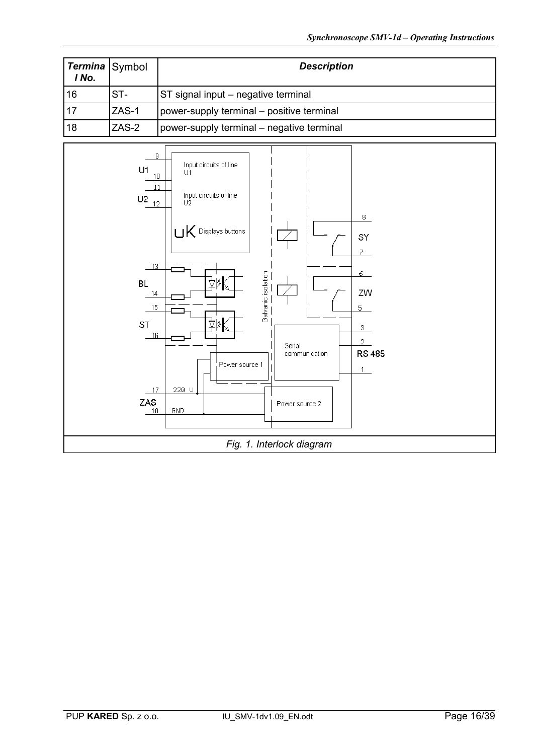| *Terminal No.* | Symbol | *Description* |
|---|---|---|
| 16 | ST- | ST signal input – negative terminal |
| 17 | ZAS-1 | power-supply terminal – positive terminal |
| 18 | ZAS-2 | power-supply terminal – negative terminal |

*Fig. 1. Interlock diagram*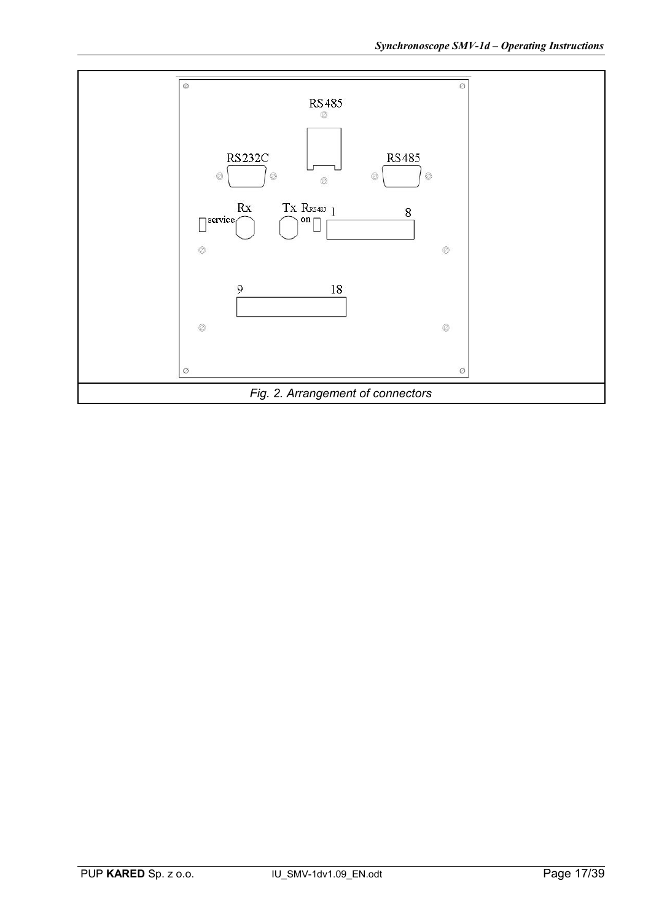Fig. 2. Arrangement of connectors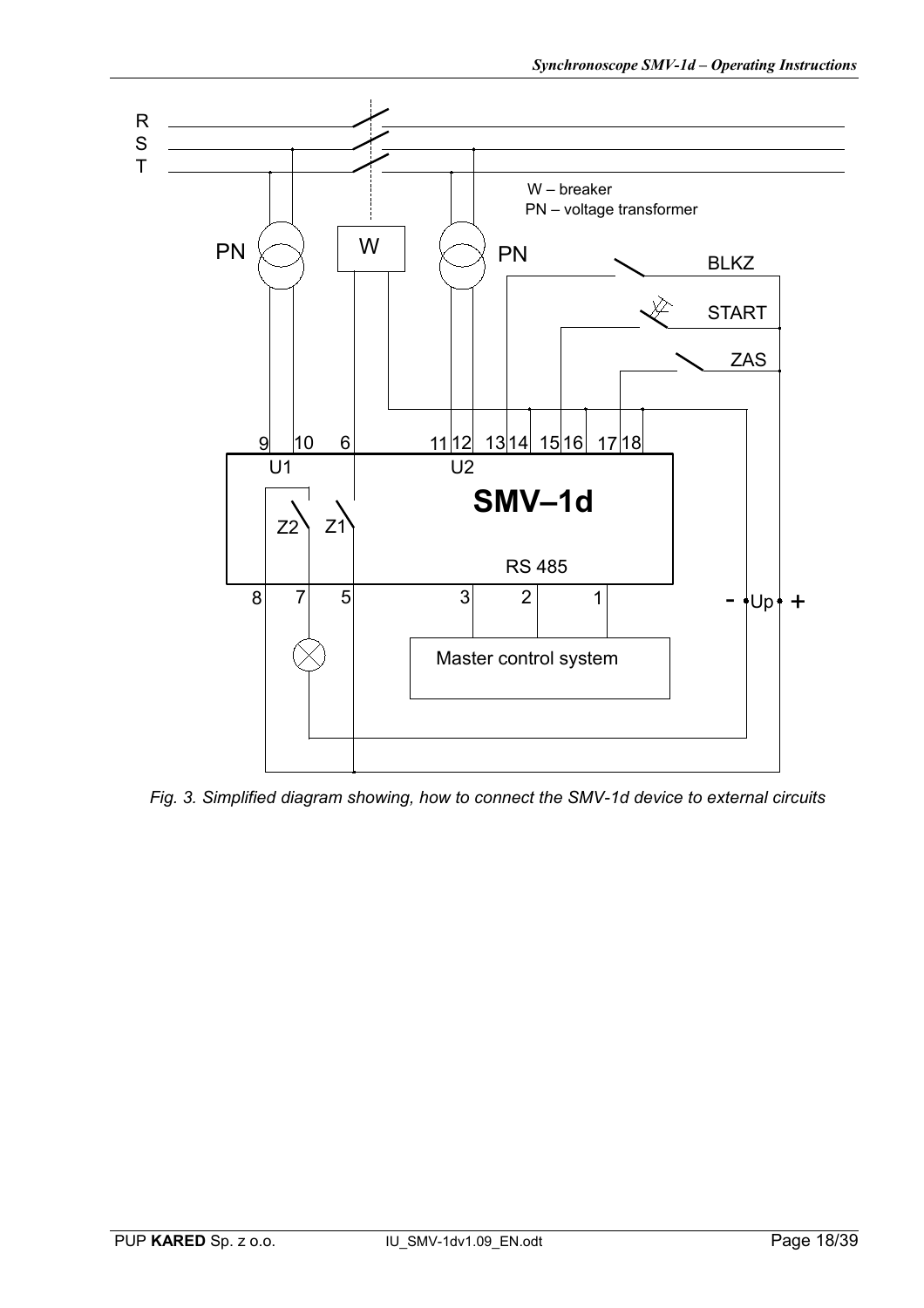R
S
T

W – breaker
PN – voltage transformer

PN W PN

BLKZ
START
ZAS

9 10 6 11 12 13 14 15 16 17 18

U1 U2

**SMV–1d**

Z2 Z1

RS 485

8 7 5 3 2 1

- Up +

Master control system

*Fig. 3. Simplified diagram showing, how to connect the SMV-1d device to external circuits*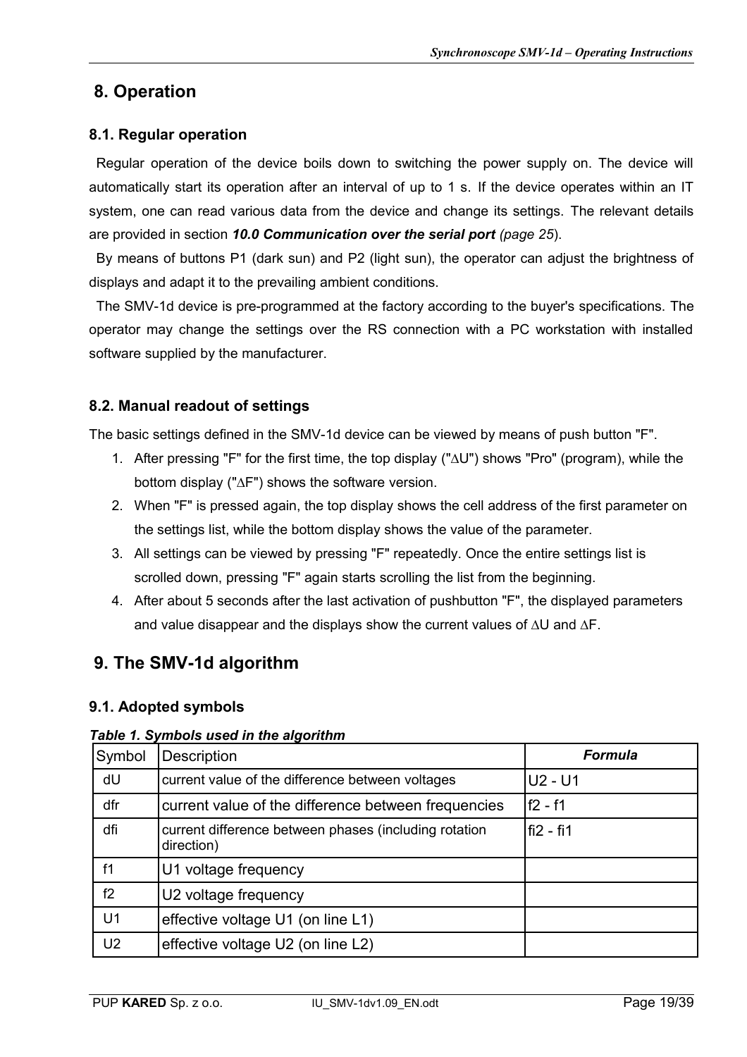# 8. Operation

## 8.1. Regular operation

Regular operation of the device boils down to switching the power supply on. The device will automatically start its operation after an interval of up to 1 s. If the device operates within an IT system, one can read various data from the device and change its settings. The relevant details are provided in section ***10.0 Communication over the serial port*** *(page 25*).

By means of buttons P1 (dark sun) and P2 (light sun), the operator can adjust the brightness of displays and adapt it to the prevailing ambient conditions.

The SMV-1d device is pre-programmed at the factory according to the buyer's specifications. The operator may change the settings over the RS connection with a PC workstation with installed software supplied by the manufacturer.

## 8.2. Manual readout of settings

The basic settings defined in the SMV-1d device can be viewed by means of push button "F".

1. After pressing "F" for the first time, the top display ("∆U") shows "Pro" (program), while the bottom display ("∆F") shows the software version.
2. When "F" is pressed again, the top display shows the cell address of the first parameter on the settings list, while the bottom display shows the value of the parameter.
3. All settings can be viewed by pressing "F" repeatedly. Once the entire settings list is scrolled down, pressing "F" again starts scrolling the list from the beginning.
4. After about 5 seconds after the last activation of pushbutton "F", the displayed parameters and value disappear and the displays show the current values of ∆U and ∆F.

# 9. The SMV-1d algorithm

## 9.1. Adopted symbols

***Table 1. Symbols used in the algorithm***

| Symbol | Description | ***Formula*** |
|---|---|---|
| dU | current value of the difference between voltages | U2 - U1 |
| dfr | current value of the difference between frequencies | f2 - f1 |
| dfi | current difference between phases (including rotation direction) | fi2 - fi1 |
| f1 | U1 voltage frequency | |
| f2 | U2 voltage frequency | |
| U1 | effective voltage U1 (on line L1) | |
| U2 | effective voltage U2 (on line L2) | |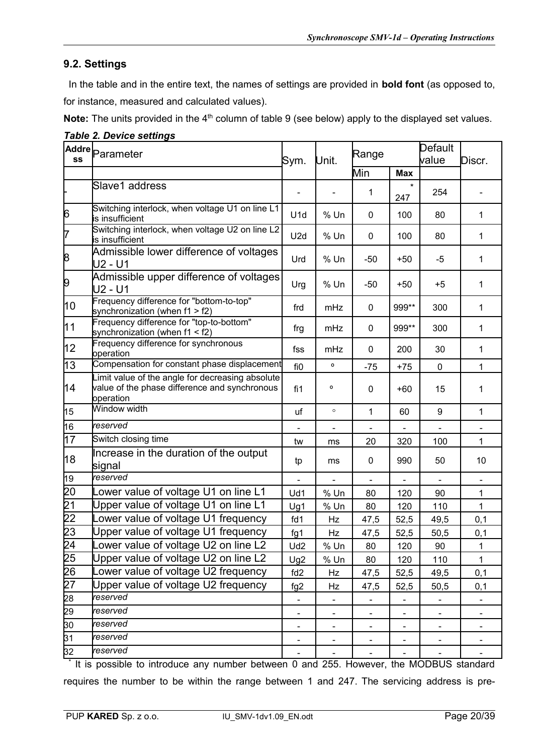## 9.2. Settings

In the table and in the entire text, the names of settings are provided in **bold font** (as opposed to, for instance, measured and calculated values).

**Note:** The units provided in the 4th column of table 9 (see below) apply to the displayed set values.

***Table 2. Device settings***

| Address | Parameter | Sym. | Unit. | Range | | Default value | Discr. |
|---|---|---|---|---|---|---|---|
| | | | | Min | Max | | |
| - | Slave1 address | - | - | 1 | * 247 | 254 | - |
| 6 | Switching interlock, when voltage U1 on line L1 is insufficient | U1d | % Un | 0 | 100 | 80 | 1 |
| 7 | Switching interlock, when voltage U2 on line L2 is insufficient | U2d | % Un | 0 | 100 | 80 | 1 |
| 8 | Admissible lower difference of voltages U2 - U1 | Urd | % Un | -50 | +50 | -5 | 1 |
| 9 | Admissible upper difference of voltages U2 - U1 | Urg | % Un | -50 | +50 | +5 | 1 |
| 10 | Frequency difference for "bottom-to-top" synchronization (when f1 > f2) | frd | mHz | 0 | 999** | 300 | 1 |
| 11 | Frequency difference for "top-to-bottom" synchronization (when f1 < f2) | frg | mHz | 0 | 999** | 300 | 1 |
| 12 | Frequency difference for synchronous operation | fss | mHz | 0 | 200 | 30 | 1 |
| 13 | Compensation for constant phase displacement | fi0 | ° | -75 | +75 | 0 | 1 |
| 14 | Limit value of the angle for decreasing absolute value of the phase difference and synchronous operation | fi1 | ° | 0 | +60 | 15 | 1 |
| 15 | Window width | uf | ° | 1 | 60 | 9 | 1 |
| 16 | *reserved* | - | - | - | - | - | - |
| 17 | Switch closing time | tw | ms | 20 | 320 | 100 | 1 |
| 18 | Increase in the duration of the output signal | tp | ms | 0 | 990 | 50 | 10 |
| 19 | *reserved* | - | - | - | - | - | - |
| 20 | Lower value of voltage U1 on line L1 | Ud1 | % Un | 80 | 120 | 90 | 1 |
| 21 | Upper value of voltage U1 on line L1 | Ug1 | % Un | 80 | 120 | 110 | 1 |
| 22 | Lower value of voltage U1 frequency | fd1 | Hz | 47,5 | 52,5 | 49,5 | 0,1 |
| 23 | Upper value of voltage U1 frequency | fg1 | Hz | 47,5 | 52,5 | 50,5 | 0,1 |
| 24 | Lower value of voltage U2 on line L2 | Ud2 | % Un | 80 | 120 | 90 | 1 |
| 25 | Upper value of voltage U2 on line L2 | Ug2 | % Un | 80 | 120 | 110 | 1 |
| 26 | Lower value of voltage U2 frequency | fd2 | Hz | 47,5 | 52,5 | 49,5 | 0,1 |
| 27 | Upper value of voltage U2 frequency | fg2 | Hz | 47,5 | 52,5 | 50,5 | 0,1 |
| 28 | *reserved* | - | - | - | - | - | - |
| 29 | *reserved* | - | - | - | - | - | - |
| 30 | *reserved* | - | - | - | - | - | - |
| 31 | *reserved* | - | - | - | - | - | - |
| 32 | *reserved* | - | - | - | - | - | - |

* It is possible to introduce any number between 0 and 255. However, the MODBUS standard requires the number to be within the range between 1 and 247. The servicing address is pre-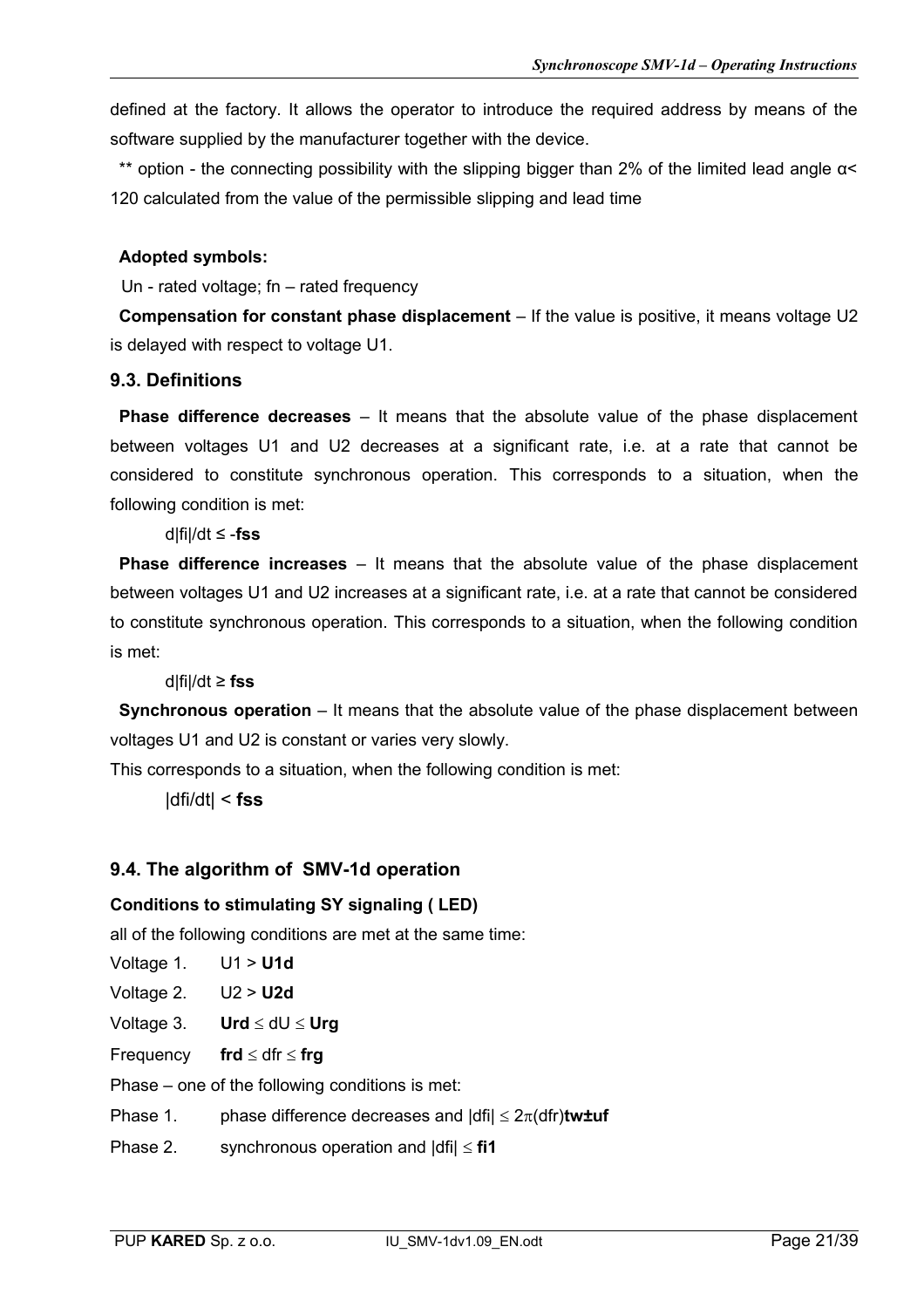defined at the factory. It allows the operator to introduce the required address by means of the software supplied by the manufacturer together with the device.

** option - the connecting possibility with the slipping bigger than 2% of the limited lead angle $\alpha <$ 120 calculated from the value of the permissible slipping and lead time

**Adopted symbols:**

Un - rated voltage; fn – rated frequency

**Compensation for constant phase displacement** – If the value is positive, it means voltage U2 is delayed with respect to voltage U1.

### 9.3. Definitions

**Phase difference decreases** – It means that the absolute value of the phase displacement between voltages U1 and U2 decreases at a significant rate, i.e. at a rate that cannot be considered to constitute synchronous operation. This corresponds to a situation, when the following condition is met:

d|fi|/dt ≤ -**fss**

**Phase difference increases** – It means that the absolute value of the phase displacement between voltages U1 and U2 increases at a significant rate, i.e. at a rate that cannot be considered to constitute synchronous operation. This corresponds to a situation, when the following condition is met:

d|fi|/dt ≥ **fss**

**Synchronous operation** – It means that the absolute value of the phase displacement between voltages U1 and U2 is constant or varies very slowly.

This corresponds to a situation, when the following condition is met:

|dfi/dt| < **fss**

### 9.4. The algorithm of SMV-1d operation

**Conditions to stimulating SY signaling ( LED)**

all of the following conditions are met at the same time:

Voltage 1. U1 > **U1d**

Voltage 2. U2 > **U2d**

Voltage 3. **Urd** ≤ dU ≤ **Urg**

Frequency **frd** ≤ dfr ≤ **frg**

Phase – one of the following conditions is met:

Phase 1. phase difference decreases and |dfi| ≤ 2π(dfr)**tw±uf**

Phase 2. synchronous operation and |dfi| ≤ **fi1**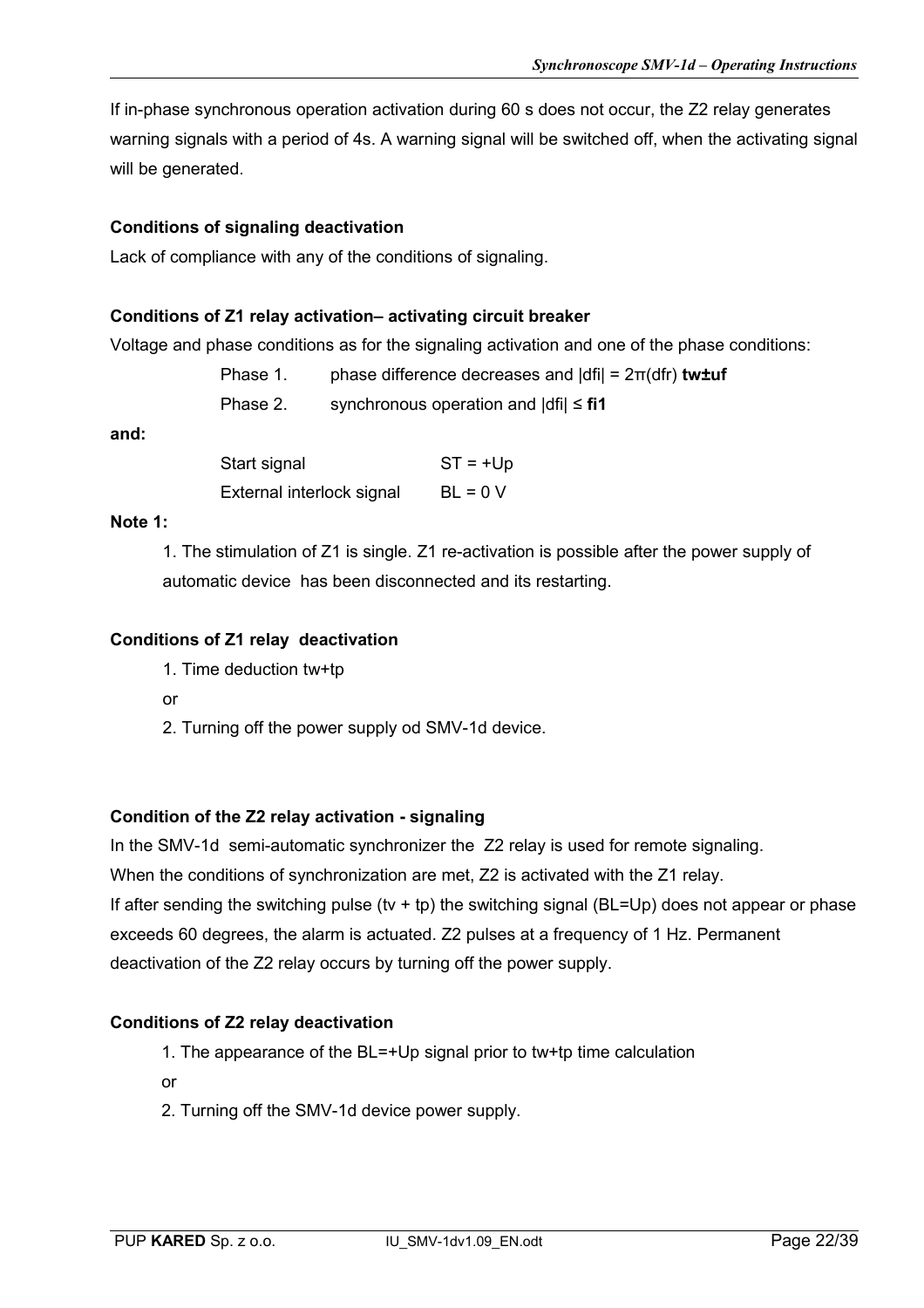If in-phase synchronous operation activation during 60 s does not occur, the Z2 relay generates warning signals with a period of 4s. A warning signal will be switched off, when the activating signal will be generated.

**Conditions of signaling deactivation**

Lack of compliance with any of the conditions of signaling.

**Conditions of Z1 relay activation– activating circuit breaker**

Voltage and phase conditions as for the signaling activation and one of the phase conditions:

Phase 1. phase difference decreases and |dfi| = 2π(dfr) **tw±uf**

Phase 2. synchronous operation and |dfi| ≤ **fi1**

**and:**

Start signal ST = +Up

External interlock signal BL = 0 V

**Note 1:**

1. The stimulation of Z1 is single. Z1 re-activation is possible after the power supply of automatic device has been disconnected and its restarting.

**Conditions of Z1 relay deactivation**

1. Time deduction tw+tp

or

2. Turning off the power supply od SMV-1d device.

**Condition of the Z2 relay activation - signaling**

In the SMV-1d semi-automatic synchronizer the Z2 relay is used for remote signaling.
When the conditions of synchronization are met, Z2 is activated with the Z1 relay.
If after sending the switching pulse (tv + tp) the switching signal (BL=Up) does not appear or phase exceeds 60 degrees, the alarm is actuated. Z2 pulses at a frequency of 1 Hz. Permanent deactivation of the Z2 relay occurs by turning off the power supply.

**Conditions of Z2 relay deactivation**

1. The appearance of the BL=+Up signal prior to tw+tp time calculation

or

2. Turning off the SMV-1d device power supply.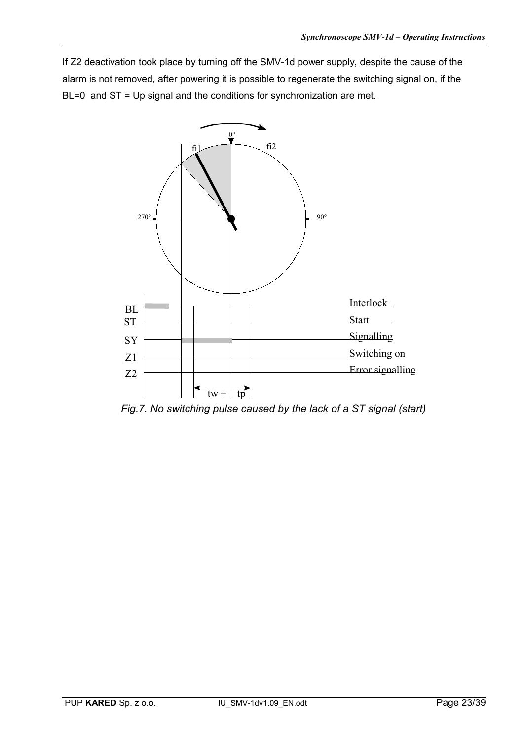If Z2 deactivation took place by turning off the SMV-1d power supply, despite the cause of the alarm is not removed, after powering it is possible to regenerate the switching signal on, if the BL=0 and ST = Up signal and the conditions for synchronization are met.

*Fig.7. No switching pulse caused by the lack of a ST signal (start)*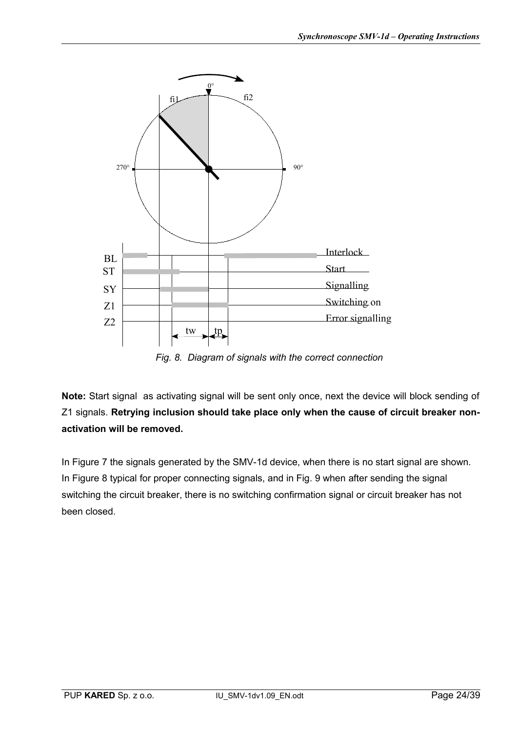*Fig. 8. Diagram of signals with the correct connection*

**Note:** Start signal as activating signal will be sent only once, next the device will block sending of Z1 signals. **Retrying inclusion should take place only when the cause of circuit breaker non-activation will be removed.**

In Figure 7 the signals generated by the SMV-1d device, when there is no start signal are shown. In Figure 8 typical for proper connecting signals, and in Fig. 9 when after sending the signal switching the circuit breaker, there is no switching confirmation signal or circuit breaker has not been closed.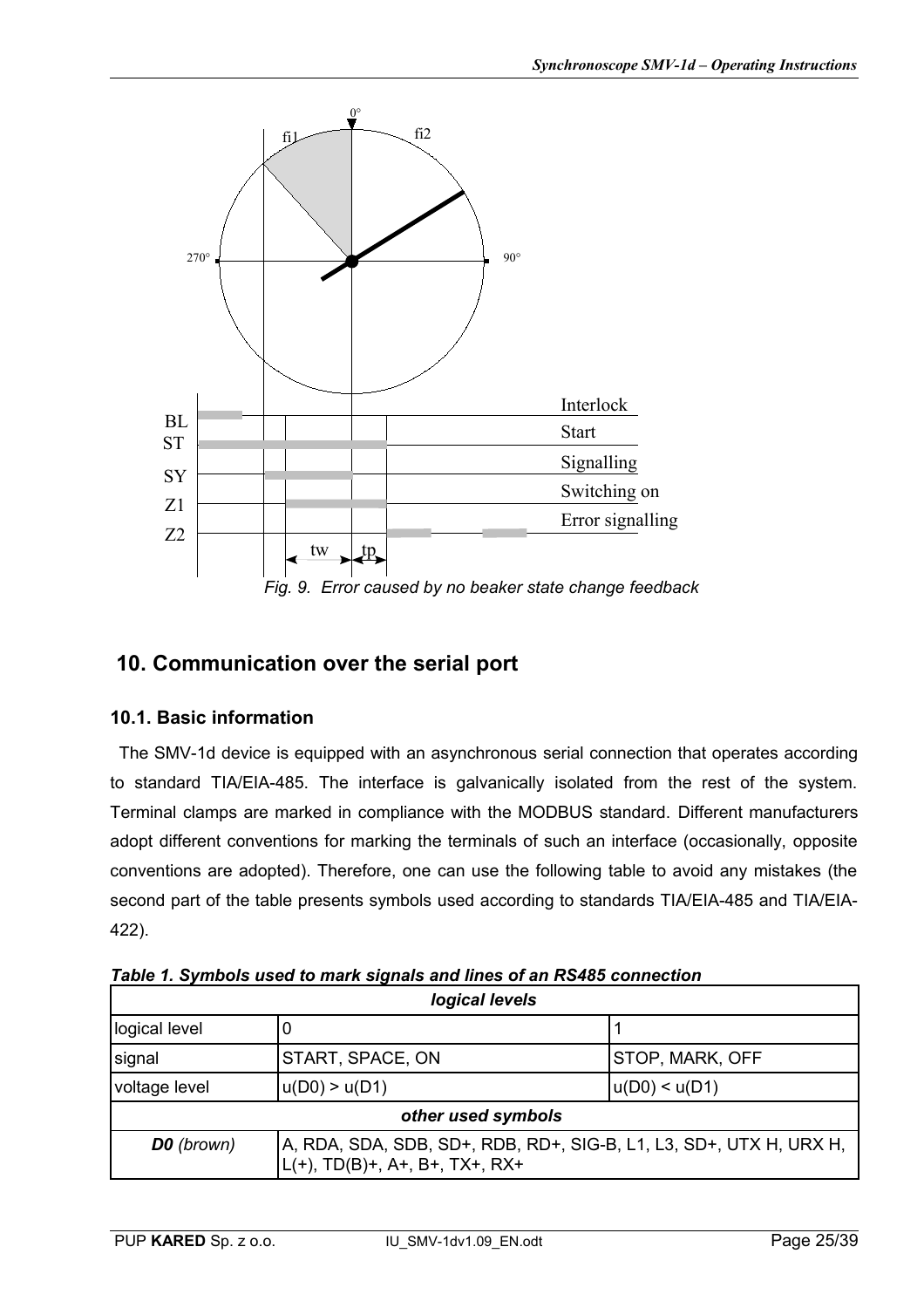Fig. 9. Error caused by no beaker state change feedback

## 10. Communication over the serial port

### 10.1. Basic information

The SMV-1d device is equipped with an asynchronous serial connection that operates according to standard TIA/EIA-485. The interface is galvanically isolated from the rest of the system. Terminal clamps are marked in compliance with the MODBUS standard. Different manufacturers adopt different conventions for marking the terminals of such an interface (occasionally, opposite conventions are adopted). Therefore, one can use the following table to avoid any mistakes (the second part of the table presents symbols used according to standards TIA/EIA-485 and TIA/EIA-422).

***Table 1. Symbols used to mark signals and lines of an RS485 connection***

| ***logical levels*** | | |
|---|---|---|
| logical level | 0 | 1 |
| signal | START, SPACE, ON | STOP, MARK, OFF |
| voltage level | u(D0) > u(D1) | u(D0) < u(D1) |
| ***other used symbols*** | | |
| ***D0*** *(brown)* | A, RDA, SDA, SDB, SD+, RDB, RD+, SIG-B, L1, L3, SD+, UTX H, URX H, L(+), TD(B)+, A+, B+, TX+, RX+ | |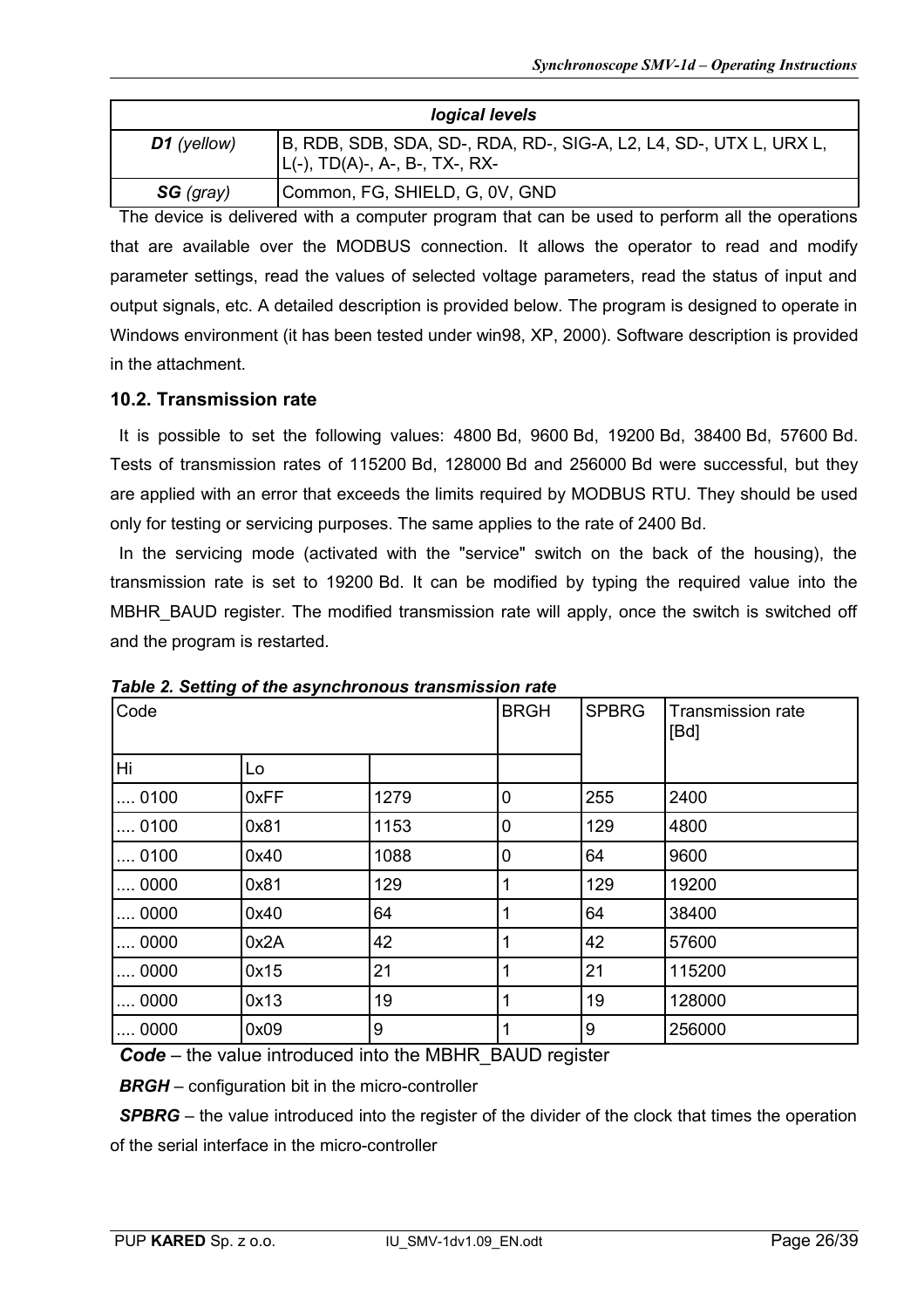| logical levels | |
|---|---|
| **D1** *(yellow)* | B, RDB, SDB, SDA, SD-, RDA, RD-, SIG-A, L2, L4, SD-, UTX L, URX L, L(-), TD(A)-, A-, B-, TX-, RX- |
| **SG** *(gray)* | Common, FG, SHIELD, G, 0V, GND |

The device is delivered with a computer program that can be used to perform all the operations that are available over the MODBUS connection. It allows the operator to read and modify parameter settings, read the values of selected voltage parameters, read the status of input and output signals, etc. A detailed description is provided below. The program is designed to operate in Windows environment (it has been tested under win98, XP, 2000). Software description is provided in the attachment.

### 10.2. Transmission rate

It is possible to set the following values: 4800 Bd, 9600 Bd, 19200 Bd, 38400 Bd, 57600 Bd. Tests of transmission rates of 115200 Bd, 128000 Bd and 256000 Bd were successful, but they are applied with an error that exceeds the limits required by MODBUS RTU. They should be used only for testing or servicing purposes. The same applies to the rate of 2400 Bd.

In the servicing mode (activated with the "service" switch on the back of the housing), the transmission rate is set to 19200 Bd. It can be modified by typing the required value into the MBHR_BAUD register. The modified transmission rate will apply, once the switch is switched off and the program is restarted.

***Table 2. Setting of the asynchronous transmission rate***

| Code | | | BRGH | SPBRG | Transmission rate [Bd] |
|---|---|---|---|---|---|
| Hi | Lo | | | | |
| .... 0100 | 0xFF | 1279 | 0 | 255 | 2400 |
| .... 0100 | 0x81 | 1153 | 0 | 129 | 4800 |
| .... 0100 | 0x40 | 1088 | 0 | 64 | 9600 |
| .... 0000 | 0x81 | 129 | 1 | 129 | 19200 |
| .... 0000 | 0x40 | 64 | 1 | 64 | 38400 |
| .... 0000 | 0x2A | 42 | 1 | 42 | 57600 |
| .... 0000 | 0x15 | 21 | 1 | 21 | 115200 |
| .... 0000 | 0x13 | 19 | 1 | 19 | 128000 |
| .... 0000 | 0x09 | 9 | 1 | 9 | 256000 |

***Code*** – the value introduced into the MBHR_BAUD register

***BRGH*** – configuration bit in the micro-controller

***SPBRG*** – the value introduced into the register of the divider of the clock that times the operation of the serial interface in the micro-controller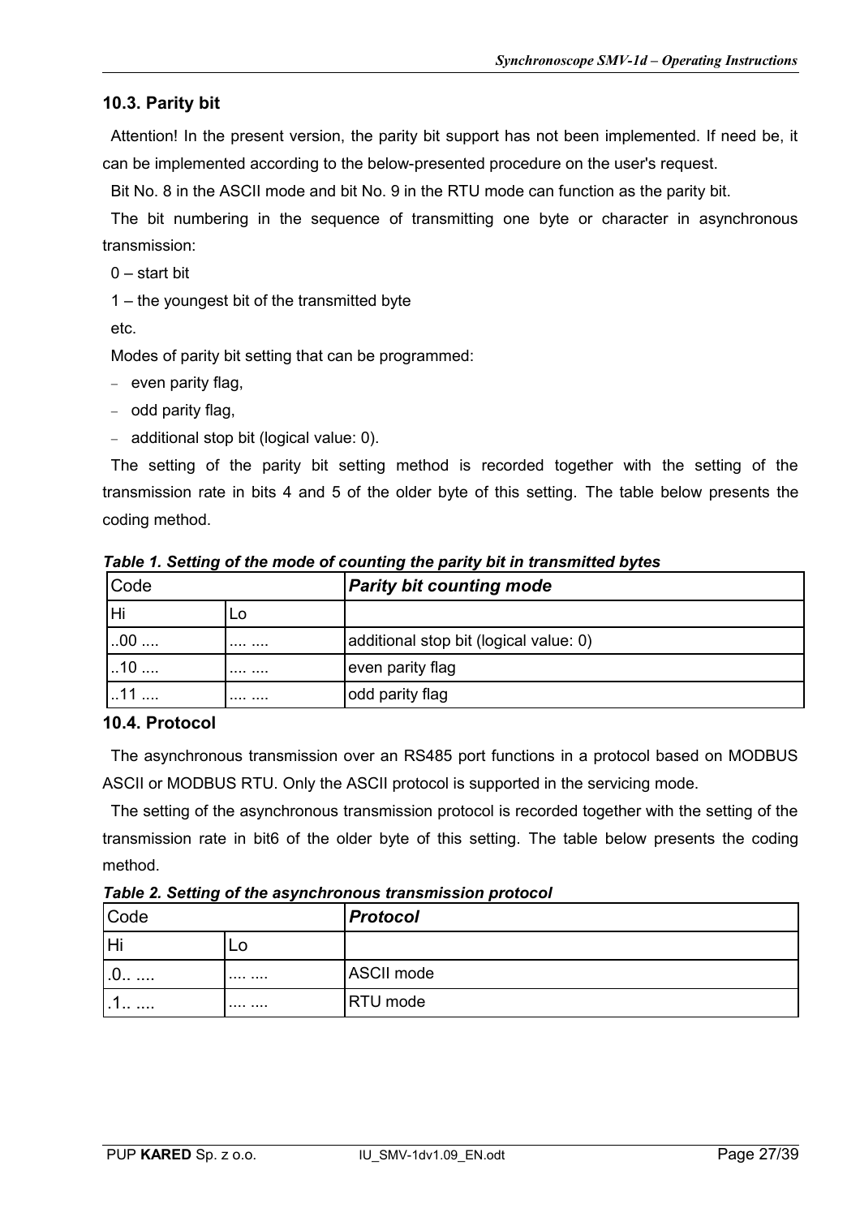## 10.3. Parity bit

Attention! In the present version, the parity bit support has not been implemented. If need be, it can be implemented according to the below-presented procedure on the user's request.

Bit No. 8 in the ASCII mode and bit No. 9 in the RTU mode can function as the parity bit.

The bit numbering in the sequence of transmitting one byte or character in asynchronous transmission:

0 – start bit

1 – the youngest bit of the transmitted byte

etc.

Modes of parity bit setting that can be programmed:

- even parity flag,
- odd parity flag,
- additional stop bit (logical value: 0).

The setting of the parity bit setting method is recorded together with the setting of the transmission rate in bits 4 and 5 of the older byte of this setting. The table below presents the coding method.

***Table 1. Setting of the mode of counting the parity bit in transmitted bytes***

| Code | | ***Parity bit counting mode*** |
|---|---|---|
| Hi | Lo | |
| ..00 .... | .... .... | additional stop bit (logical value: 0) |
| ..10 .... | .... .... | even parity flag |
| ..11 .... | .... .... | odd parity flag |

## 10.4. Protocol

The asynchronous transmission over an RS485 port functions in a protocol based on MODBUS ASCII or MODBUS RTU. Only the ASCII protocol is supported in the servicing mode.

The setting of the asynchronous transmission protocol is recorded together with the setting of the transmission rate in bit6 of the older byte of this setting. The table below presents the coding method.

***Table 2. Setting of the asynchronous transmission protocol***

| Code | | ***Protocol*** |
|---|---|---|
| Hi | Lo | |
| .0.. .... | .... .... | ASCII mode |
| .1.. .... | .... .... | RTU mode |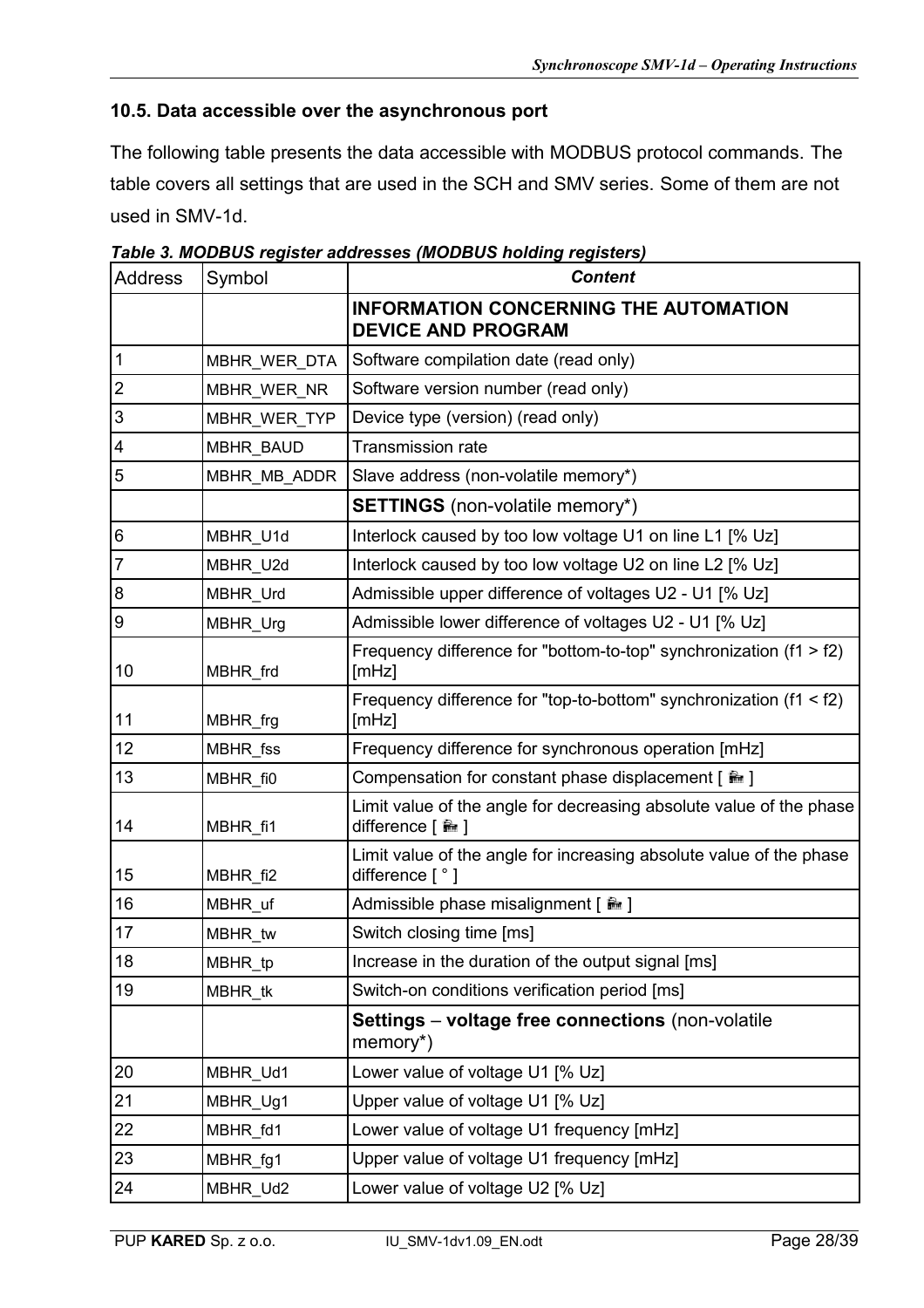## 10.5. Data accessible over the asynchronous port

The following table presents the data accessible with MODBUS protocol commands. The table covers all settings that are used in the SCH and SMV series. Some of them are not used in SMV-1d.

***Table 3. MODBUS register addresses (MODBUS holding registers)***

| Address | Symbol | ***Content*** |
|---|---|---|
| | | **INFORMATION CONCERNING THE AUTOMATION DEVICE AND PROGRAM** |
| 1 | MBHR_WER_DTA | Software compilation date (read only) |
| 2 | MBHR_WER_NR | Software version number (read only) |
| 3 | MBHR_WER_TYP | Device type (version) (read only) |
| 4 | MBHR_BAUD | Transmission rate |
| 5 | MBHR_MB_ADDR | Slave address (non-volatile memory*) |
| | | **SETTINGS** (non-volatile memory*) |
| 6 | MBHR_U1d | Interlock caused by too low voltage U1 on line L1 [% Uz] |
| 7 | MBHR_U2d | Interlock caused by too low voltage U2 on line L2 [% Uz] |
| 8 | MBHR_Urd | Admissible upper difference of voltages U2 - U1 [% Uz] |
| 9 | MBHR_Urg | Admissible lower difference of voltages U2 - U1 [% Uz] |
| 10 | MBHR_frd | Frequency difference for "bottom-to-top" synchronization (f1 > f2) [mHz] |
| 11 | MBHR_frg | Frequency difference for "top-to-bottom" synchronization (f1 < f2) [mHz] |
| 12 | MBHR_fss | Frequency difference for synchronous operation [mHz] |
| 13 | MBHR_fi0 | Compensation for constant phase displacement [ ° ] |
| 14 | MBHR_fi1 | Limit value of the angle for decreasing absolute value of the phase difference [ ° ] |
| 15 | MBHR_fi2 | Limit value of the angle for increasing absolute value of the phase difference [ ° ] |
| 16 | MBHR_uf | Admissible phase misalignment [ ° ] |
| 17 | MBHR_tw | Switch closing time [ms] |
| 18 | MBHR_tp | Increase in the duration of the output signal [ms] |
| 19 | MBHR_tk | Switch-on conditions verification period [ms] |
| | | **Settings** – **voltage free connections** (non-volatile memory*) |
| 20 | MBHR_Ud1 | Lower value of voltage U1 [% Uz] |
| 21 | MBHR_Ug1 | Upper value of voltage U1 [% Uz] |
| 22 | MBHR_fd1 | Lower value of voltage U1 frequency [mHz] |
| 23 | MBHR_fg1 | Upper value of voltage U1 frequency [mHz] |
| 24 | MBHR_Ud2 | Lower value of voltage U2 [% Uz] |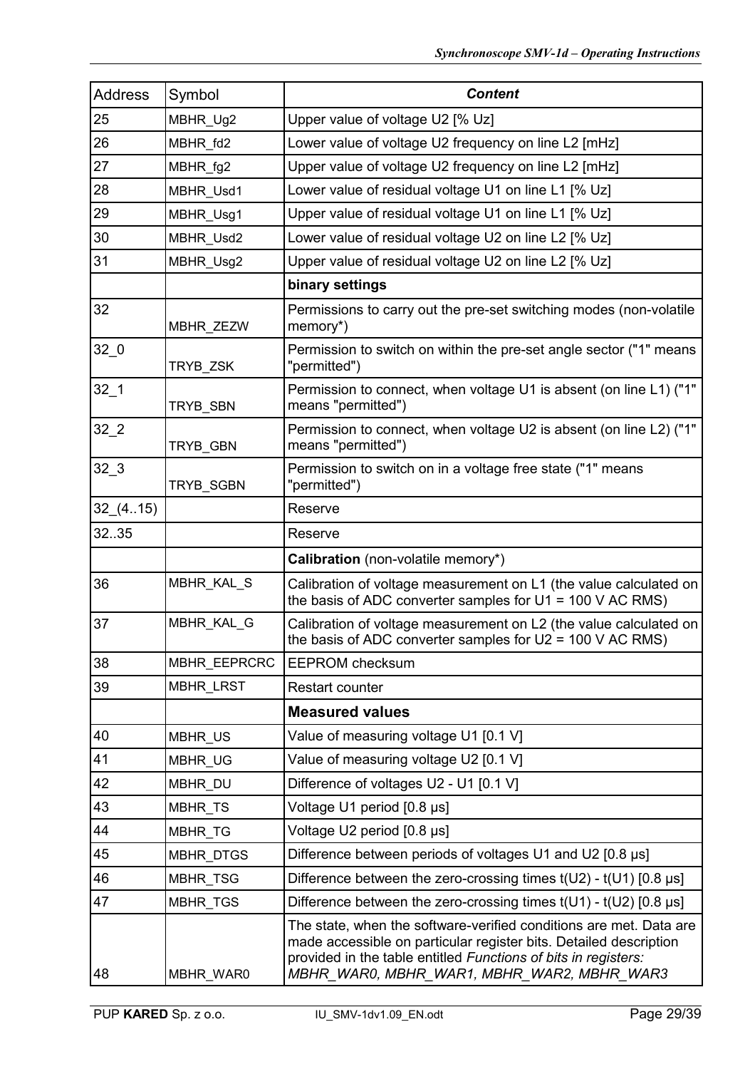| Address | Symbol | *Content* |
|---|---|---|
| 25 | MBHR_Ug2 | Upper value of voltage U2 [% Uz] |
| 26 | MBHR_fd2 | Lower value of voltage U2 frequency on line L2 [mHz] |
| 27 | MBHR_fg2 | Upper value of voltage U2 frequency on line L2 [mHz] |
| 28 | MBHR_Usd1 | Lower value of residual voltage U1 on line L1 [% Uz] |
| 29 | MBHR_Usg1 | Upper value of residual voltage U1 on line L1 [% Uz] |
| 30 | MBHR_Usd2 | Lower value of residual voltage U2 on line L2 [% Uz] |
| 31 | MBHR_Usg2 | Upper value of residual voltage U2 on line L2 [% Uz] |
| | | **binary settings** |
| 32 | MBHR_ZEZW | Permissions to carry out the pre-set switching modes (non-volatile memory*) |
| 32_0 | TRYB_ZSK | Permission to switch on within the pre-set angle sector ("1" means "permitted") |
| 32_1 | TRYB_SBN | Permission to connect, when voltage U1 is absent (on line L1) ("1" means "permitted") |
| 32_2 | TRYB_GBN | Permission to connect, when voltage U2 is absent (on line L2) ("1" means "permitted") |
| 32_3 | TRYB_SGBN | Permission to switch on in a voltage free state ("1" means "permitted") |
| 32_(4..15) | | Reserve |
| 32..35 | | Reserve |
| | | **Calibration** (non-volatile memory*) |
| 36 | MBHR_KAL_S | Calibration of voltage measurement on L1 (the value calculated on the basis of ADC converter samples for U1 = 100 V AC RMS) |
| 37 | MBHR_KAL_G | Calibration of voltage measurement on L2 (the value calculated on the basis of ADC converter samples for U2 = 100 V AC RMS) |
| 38 | MBHR_EEPRCRC | EEPROM checksum |
| 39 | MBHR_LRST | Restart counter |
| | | **Measured values** |
| 40 | MBHR_US | Value of measuring voltage U1 [0.1 V] |
| 41 | MBHR_UG | Value of measuring voltage U2 [0.1 V] |
| 42 | MBHR_DU | Difference of voltages U2 - U1 [0.1 V] |
| 43 | MBHR_TS | Voltage U1 period [0.8 µs] |
| 44 | MBHR_TG | Voltage U2 period [0.8 µs] |
| 45 | MBHR_DTGS | Difference between periods of voltages U1 and U2 [0.8 µs] |
| 46 | MBHR_TSG | Difference between the zero-crossing times t(U2) - t(U1) [0.8 µs] |
| 47 | MBHR_TGS | Difference between the zero-crossing times t(U1) - t(U2) [0.8 µs] |
| 48 | MBHR_WAR0 | The state, when the software-verified conditions are met. Data are made accessible on particular register bits. Detailed description provided in the table entitled *Functions of bits in registers: MBHR_WAR0, MBHR_WAR1, MBHR_WAR2, MBHR_WAR3* |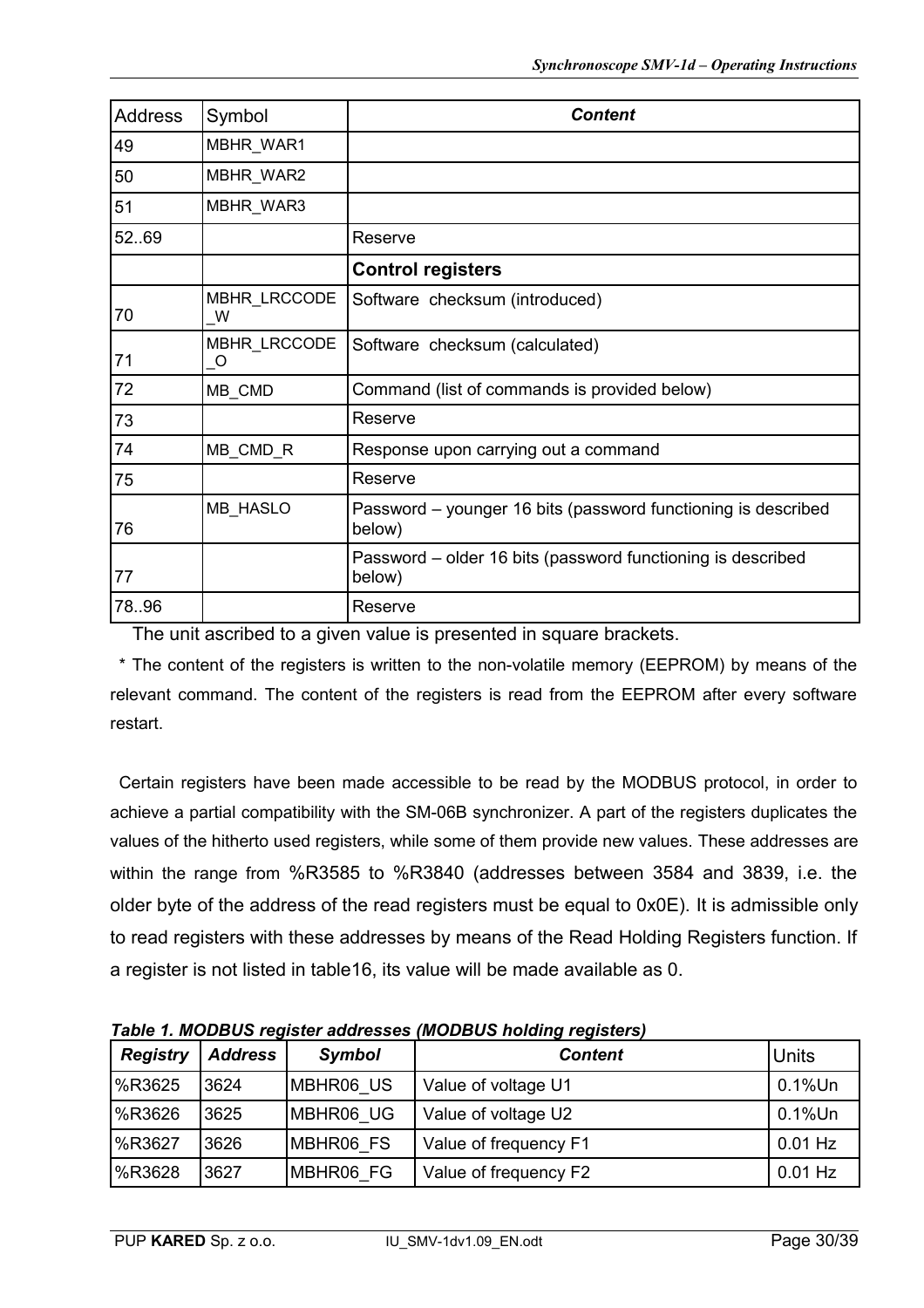| Address | Symbol | *Content* |
|---|---|---|
| 49 | MBHR_WAR1 | |
| 50 | MBHR_WAR2 | |
| 51 | MBHR_WAR3 | |
| 52..69 | | Reserve |
| | | **Control registers** |
| 70 | MBHR_LRCCODE_W | Software checksum (introduced) |
| 71 | MBHR_LRCCODE_O | Software checksum (calculated) |
| 72 | MB_CMD | Command (list of commands is provided below) |
| 73 | | Reserve |
| 74 | MB_CMD_R | Response upon carrying out a command |
| 75 | | Reserve |
| 76 | MB_HASLO | Password – younger 16 bits (password functioning is described below) |
| 77 | | Password – older 16 bits (password functioning is described below) |
| 78..96 | | Reserve |

The unit ascribed to a given value is presented in square brackets.

\* The content of the registers is written to the non-volatile memory (EEPROM) by means of the relevant command. The content of the registers is read from the EEPROM after every software restart.

Certain registers have been made accessible to be read by the MODBUS protocol, in order to achieve a partial compatibility with the SM-06B synchronizer. A part of the registers duplicates the values of the hitherto used registers, while some of them provide new values. These addresses are within the range from %R3585 to %R3840 (addresses between 3584 and 3839, i.e. the older byte of the address of the read registers must be equal to 0x0E). It is admissible only to read registers with these addresses by means of the Read Holding Registers function. If a register is not listed in table16, its value will be made available as 0.

***Table 1. MODBUS register addresses (MODBUS holding registers)***

| *Registry* | *Address* | *Symbol* | *Content* | Units |
|---|---|---|---|---|
| %R3625 | 3624 | MBHR06_US | Value of voltage U1 | 0.1%Un |
| %R3626 | 3625 | MBHR06_UG | Value of voltage U2 | 0.1%Un |
| %R3627 | 3626 | MBHR06_FS | Value of frequency F1 | 0.01 Hz |
| %R3628 | 3627 | MBHR06_FG | Value of frequency F2 | 0.01 Hz |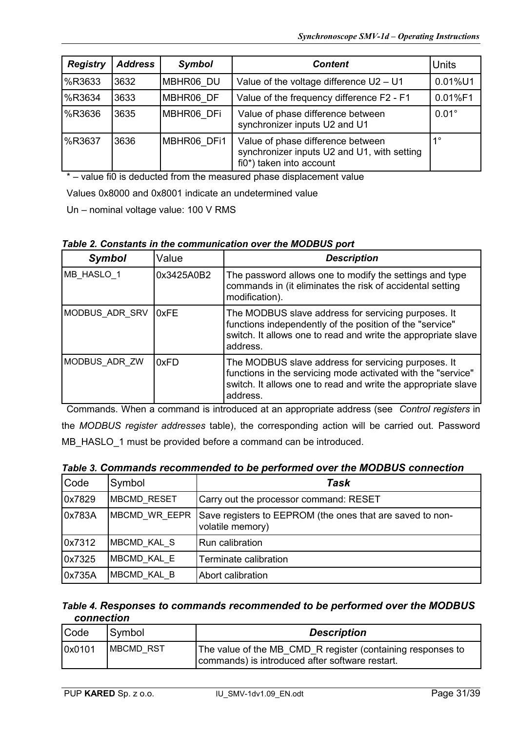| *Registry* | *Address* | *Symbol* | *Content* | Units |
|---|---|---|---|---|
| %R3633 | 3632 | MBHR06_DU | Value of the voltage difference U2 – U1 | 0.01%U1 |
| %R3634 | 3633 | MBHR06_DF | Value of the frequency difference F2 - F1 | 0.01%F1 |
| %R3636 | 3635 | MBHR06_DFi | Value of phase difference between synchronizer inputs U2 and U1 | 0.01° |
| %R3637 | 3636 | MBHR06_DFi1 | Value of phase difference between synchronizer inputs U2 and U1, with setting fi0*) taken into account | 1° |

* – value fi0 is deducted from the measured phase displacement value

Values 0x8000 and 0x8001 indicate an undetermined value

Un – nominal voltage value: 100 V RMS

***Table 2. Constants in the communication over the MODBUS port***

| *Symbol* | Value | *Description* |
|---|---|---|
| MB_HASLO_1 | 0x3425A0B2 | The password allows one to modify the settings and type commands in (it eliminates the risk of accidental setting modification). |
| MODBUS_ADR_SRV | 0xFE | The MODBUS slave address for servicing purposes. It functions independently of the position of the "service" switch. It allows one to read and write the appropriate slave address. |
| MODBUS_ADR_ZW | 0xFD | The MODBUS slave address for servicing purposes. It functions in the servicing mode activated with the "service" switch. It allows one to read and write the appropriate slave address. |

Commands. When a command is introduced at an appropriate address (see *Control registers* in the *MODBUS register addresses* table), the corresponding action will be carried out. Password MB_HASLO_1 must be provided before a command can be introduced.

***Table 3. Commands recommended to be performed over the MODBUS connection***

| Code | Symbol | *Task* |
|---|---|---|
| 0x7829 | MBCMD_RESET | Carry out the processor command: RESET |
| 0x783A | MBCMD_WR_EEPR | Save registers to EEPROM (the ones that are saved to non-volatile memory) |
| 0x7312 | MBCMD_KAL_S | Run calibration |
| 0x7325 | MBCMD_KAL_E | Terminate calibration |
| 0x735A | MBCMD_KAL_B | Abort calibration |

***Table 4. Responses to commands recommended to be performed over the MODBUS connection***

| Code | Symbol | *Description* |
|---|---|---|
| 0x0101 | MBCMD_RST | The value of the MB_CMD_R register (containing responses to commands) is introduced after software restart. |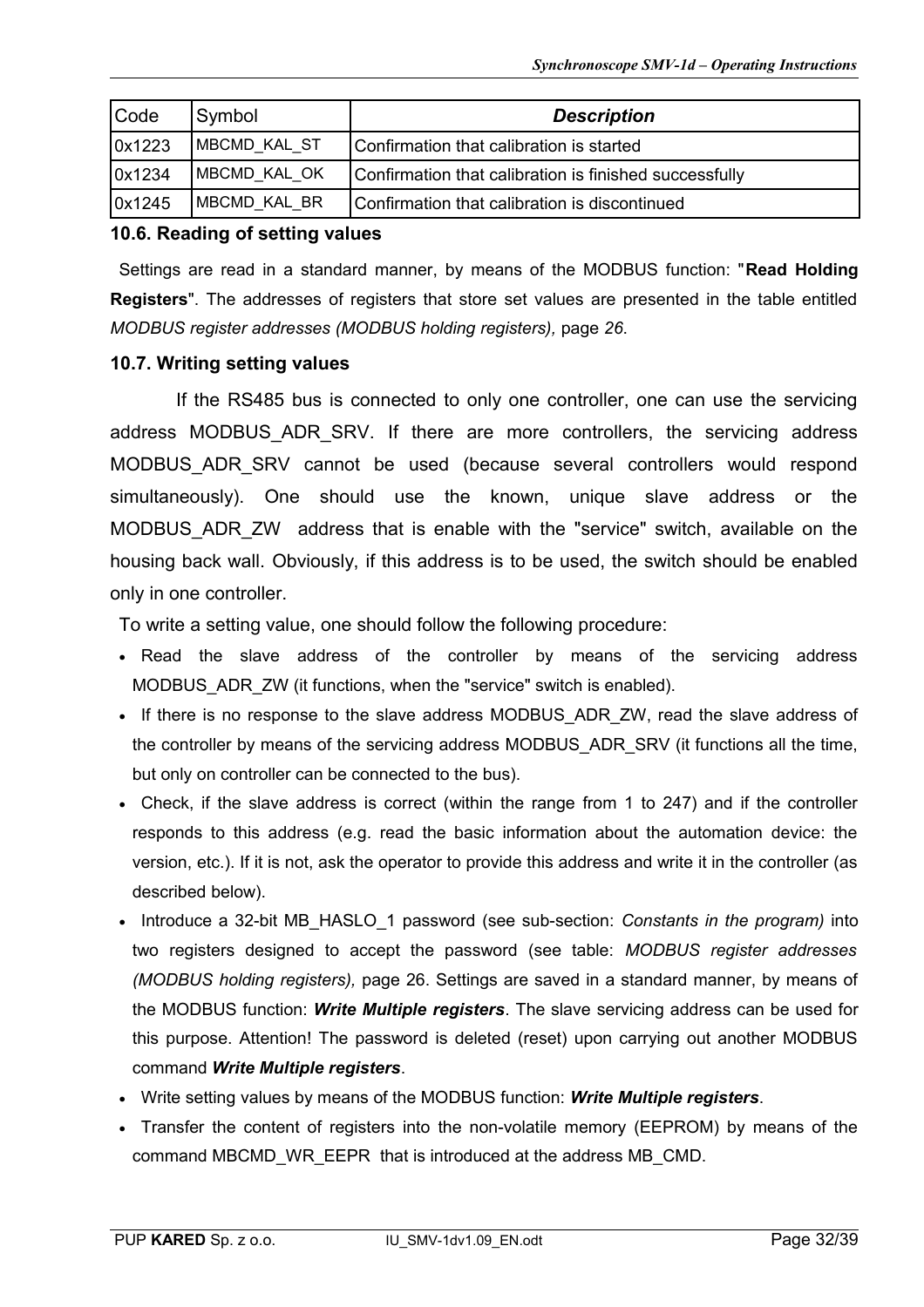| Code | Symbol | ***Description*** |
|---|---|---|
| 0x1223 | MBCMD_KAL_ST | Confirmation that calibration is started |
| 0x1234 | MBCMD_KAL_OK | Confirmation that calibration is finished successfully |
| 0x1245 | MBCMD_KAL_BR | Confirmation that calibration is discontinued |

### 10.6. Reading of setting values

Settings are read in a standard manner, by means of the MODBUS function: "**Read Holding Registers**". The addresses of registers that store set values are presented in the table entitled *MODBUS register addresses (MODBUS holding registers),* page *26*.

### 10.7. Writing setting values

If the RS485 bus is connected to only one controller, one can use the servicing address MODBUS_ADR_SRV. If there are more controllers, the servicing address MODBUS_ADR_SRV cannot be used (because several controllers would respond simultaneously). One should use the known, unique slave address or the MODBUS_ADR_ZW address that is enable with the "service" switch, available on the housing back wall. Obviously, if this address is to be used, the switch should be enabled only in one controller.

To write a setting value, one should follow the following procedure:

- Read the slave address of the controller by means of the servicing address MODBUS_ADR_ZW (it functions, when the "service" switch is enabled).
- If there is no response to the slave address MODBUS_ADR_ZW, read the slave address of the controller by means of the servicing address MODBUS_ADR_SRV (it functions all the time, but only on controller can be connected to the bus).
- Check, if the slave address is correct (within the range from 1 to 247) and if the controller responds to this address (e.g. read the basic information about the automation device: the version, etc.). If it is not, ask the operator to provide this address and write it in the controller (as described below).
- Introduce a 32-bit MB_HASLO_1 password (see sub-section: *Constants in the program)* into two registers designed to accept the password (see table: *MODBUS register addresses (MODBUS holding registers),* page 26. Settings are saved in a standard manner, by means of the MODBUS function: ***Write Multiple registers***. The slave servicing address can be used for this purpose. Attention! The password is deleted (reset) upon carrying out another MODBUS command ***Write Multiple registers***.
- Write setting values by means of the MODBUS function: ***Write Multiple registers***.
- Transfer the content of registers into the non-volatile memory (EEPROM) by means of the command MBCMD_WR_EEPR that is introduced at the address MB_CMD.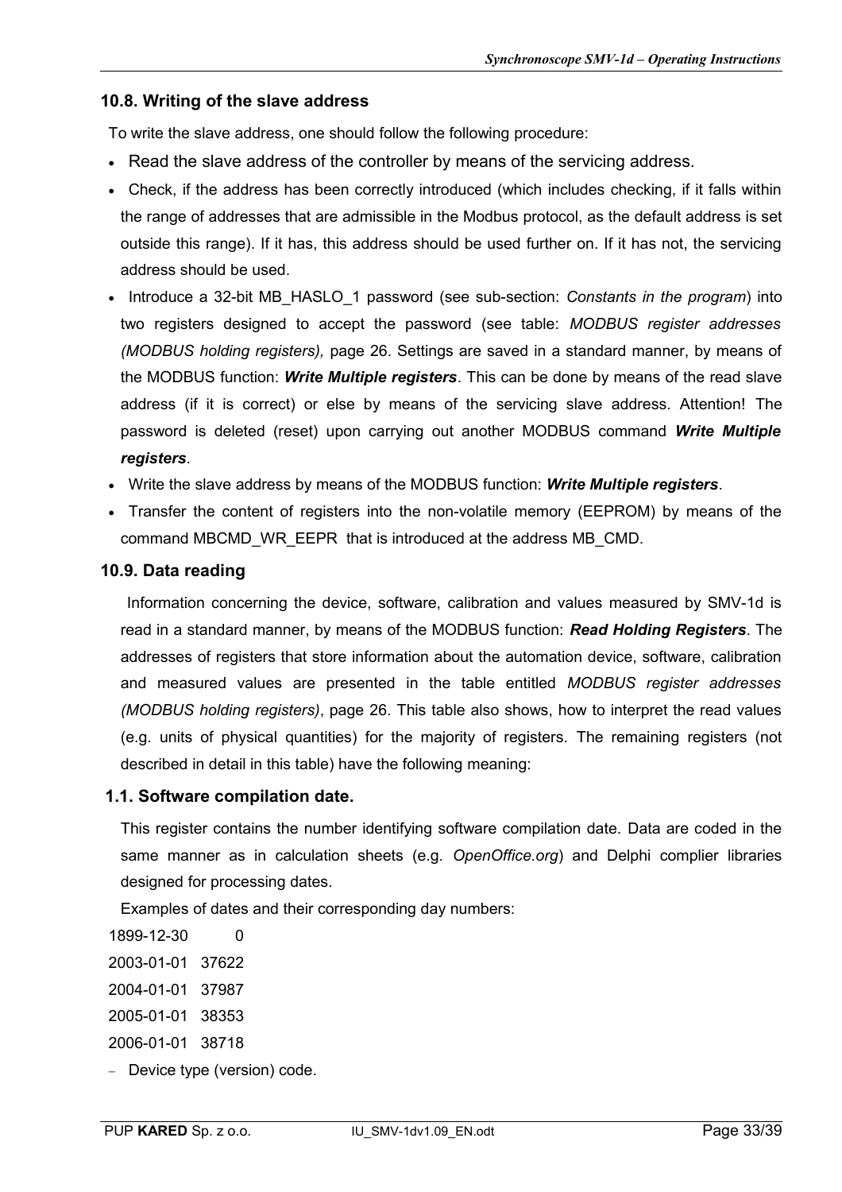## 10.8. Writing of the slave address

To write the slave address, one should follow the following procedure:

- Read the slave address of the controller by means of the servicing address.
- Check, if the address has been correctly introduced (which includes checking, if it falls within the range of addresses that are admissible in the Modbus protocol, as the default address is set outside this range). If it has, this address should be used further on. If it has not, the servicing address should be used.
- Introduce a 32-bit MB_HASLO_1 password (see sub-section: *Constants in the program*) into two registers designed to accept the password (see table: *MODBUS register addresses (MODBUS holding registers),* page 26. Settings are saved in a standard manner, by means of the MODBUS function: ***Write Multiple registers***. This can be done by means of the read slave address (if it is correct) or else by means of the servicing slave address. Attention! The password is deleted (reset) upon carrying out another MODBUS command ***Write Multiple registers***.
- Write the slave address by means of the MODBUS function: ***Write Multiple registers***.
- Transfer the content of registers into the non-volatile memory (EEPROM) by means of the command MBCMD_WR_EEPR that is introduced at the address MB_CMD.

## 10.9. Data reading

Information concerning the device, software, calibration and values measured by SMV-1d is read in a standard manner, by means of the MODBUS function: ***Read Holding Registers***. The addresses of registers that store information about the automation device, software, calibration and measured values are presented in the table entitled *MODBUS register addresses (MODBUS holding registers)*, page 26. This table also shows, how to interpret the read values (e.g. units of physical quantities) for the majority of registers. The remaining registers (not described in detail in this table) have the following meaning:

### 1.1. Software compilation date.

This register contains the number identifying software compilation date. Data are coded in the same manner as in calculation sheets (e.g. *OpenOffice.org*) and Delphi complier libraries designed for processing dates.

Examples of dates and their corresponding day numbers:

1899-12-30 0

2003-01-01 37622

2004-01-01 37987

2005-01-01 38353

2006-01-01 38718

- Device type (version) code.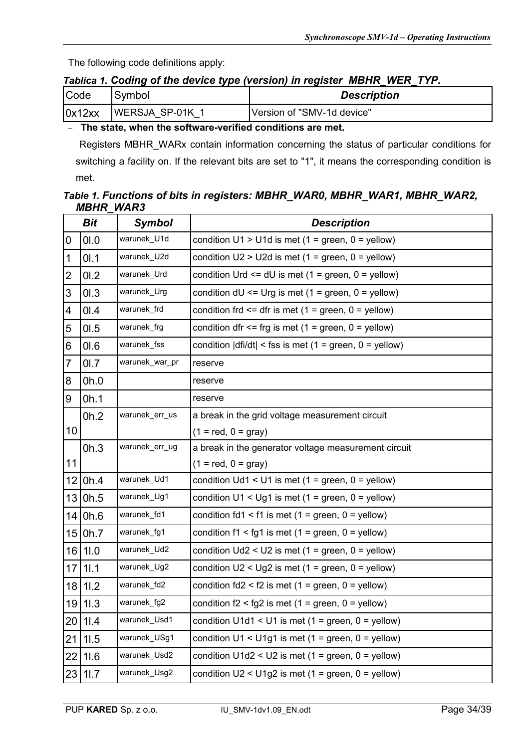The following code definitions apply:

*Tablica 1. **Coding of the device type (version) in register MBHR_WER_TYP.***

| Code | Symbol | ***Description*** |
|---|---|---|
| 0x12xx | WERSJA_SP-01K_1 | Version of "SMV-1d device" |

- **The state, when the software-verified conditions are met.**

  Registers MBHR_WARx contain information concerning the status of particular conditions for switching a facility on. If the relevant bits are set to "1", it means the corresponding condition is met.

***Table 1. Functions of bits in registers: MBHR_WAR0, MBHR_WAR1, MBHR_WAR2, MBHR_WAR3***

| ***Bit*** | | ***Symbol*** | ***Description*** |
|---|---|---|---|
| 0 | 0l.0 | warunek_U1d | condition U1 > U1d is met (1 = green, 0 = yellow) |
| 1 | 0l.1 | warunek_U2d | condition U2 > U2d is met (1 = green, 0 = yellow) |
| 2 | 0l.2 | warunek_Urd | condition Urd <= dU is met (1 = green, 0 = yellow) |
| 3 | 0l.3 | warunek_Urg | condition dU <= Urg is met (1 = green, 0 = yellow) |
| 4 | 0l.4 | warunek_frd | condition frd <= dfr is met (1 = green, 0 = yellow) |
| 5 | 0l.5 | warunek_frg | condition dfr <= frg is met (1 = green, 0 = yellow) |
| 6 | 0l.6 | warunek_fss | condition \|dfi/dt\| < fss is met (1 = green, 0 = yellow) |
| 7 | 0l.7 | warunek_war_pr | reserve |
| 8 | 0h.0 | | reserve |
| 9 | 0h.1 | | reserve |
| 10 | 0h.2 | warunek_err_us | a break in the grid voltage measurement circuit (1 = red, 0 = gray) |
| 11 | 0h.3 | warunek_err_ug | a break in the generator voltage measurement circuit (1 = red, 0 = gray) |
| 12 | 0h.4 | warunek_Ud1 | condition Ud1 < U1 is met (1 = green, 0 = yellow) |
| 13 | 0h.5 | warunek_Ug1 | condition U1 < Ug1 is met (1 = green, 0 = yellow) |
| 14 | 0h.6 | warunek_fd1 | condition fd1 < f1 is met (1 = green, 0 = yellow) |
| 15 | 0h.7 | warunek_fg1 | condition f1 < fg1 is met (1 = green, 0 = yellow) |
| 16 | 1l.0 | warunek_Ud2 | condition Ud2 < U2 is met (1 = green, 0 = yellow) |
| 17 | 1l.1 | warunek_Ug2 | condition U2 < Ug2 is met (1 = green, 0 = yellow) |
| 18 | 1l.2 | warunek_fd2 | condition fd2 < f2 is met (1 = green, 0 = yellow) |
| 19 | 1l.3 | warunek_fg2 | condition f2 < fg2 is met (1 = green, 0 = yellow) |
| 20 | 1l.4 | warunek_Usd1 | condition U1d1 < U1 is met (1 = green, 0 = yellow) |
| 21 | 1l.5 | warunek_USg1 | condition U1 < U1g1 is met (1 = green, 0 = yellow) |
| 22 | 1l.6 | warunek_Usd2 | condition U1d2 < U2 is met (1 = green, 0 = yellow) |
| 23 | 1l.7 | warunek_Usg2 | condition U2 < U1g2 is met (1 = green, 0 = yellow) |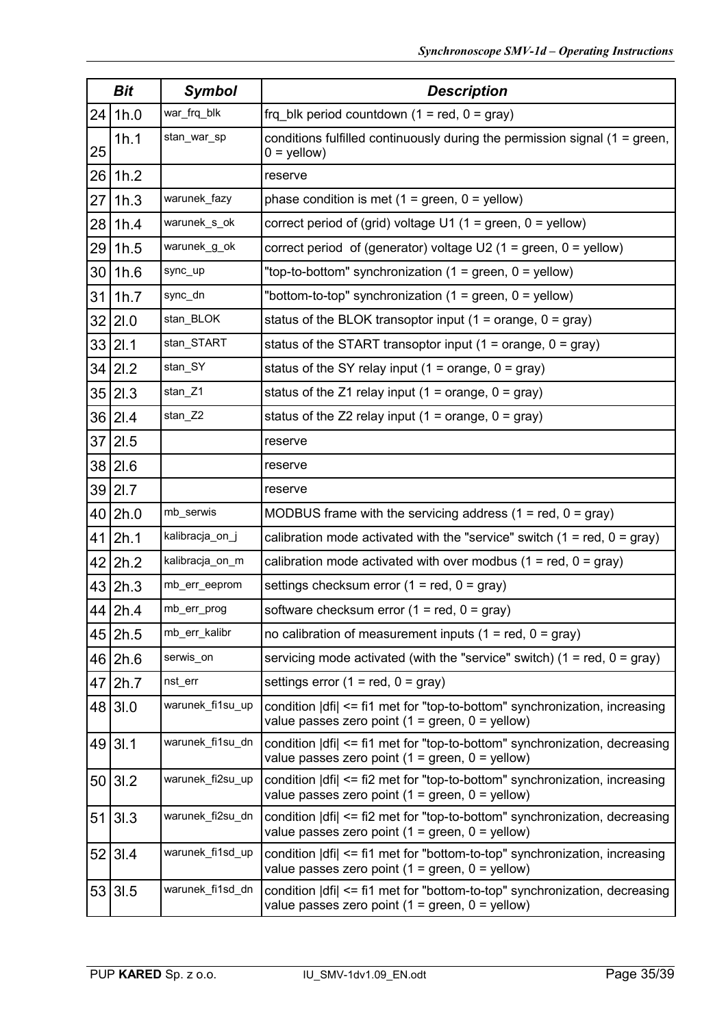| Bit | | Symbol | Description |
|---|---|---|---|
| 24 | 1h.0 | war_frq_blk | frq_blk period countdown (1 = red, 0 = gray) |
| 25 | 1h.1 | stan_war_sp | conditions fulfilled continuously during the permission signal (1 = green, 0 = yellow) |
| 26 | 1h.2 | | reserve |
| 27 | 1h.3 | warunek_fazy | phase condition is met (1 = green, 0 = yellow) |
| 28 | 1h.4 | warunek_s_ok | correct period of (grid) voltage U1 (1 = green, 0 = yellow) |
| 29 | 1h.5 | warunek_g_ok | correct period of (generator) voltage U2 (1 = green, 0 = yellow) |
| 30 | 1h.6 | sync_up | "top-to-bottom" synchronization (1 = green, 0 = yellow) |
| 31 | 1h.7 | sync_dn | "bottom-to-top" synchronization (1 = green, 0 = yellow) |
| 32 | 2l.0 | stan_BLOK | status of the BLOK transoptor input (1 = orange, 0 = gray) |
| 33 | 2l.1 | stan_START | status of the START transoptor input (1 = orange, 0 = gray) |
| 34 | 2l.2 | stan_SY | status of the SY relay input (1 = orange, 0 = gray) |
| 35 | 2l.3 | stan_Z1 | status of the Z1 relay input (1 = orange, 0 = gray) |
| 36 | 2l.4 | stan_Z2 | status of the Z2 relay input (1 = orange, 0 = gray) |
| 37 | 2l.5 | | reserve |
| 38 | 2l.6 | | reserve |
| 39 | 2l.7 | | reserve |
| 40 | 2h.0 | mb_serwis | MODBUS frame with the servicing address (1 = red, 0 = gray) |
| 41 | 2h.1 | kalibracja_on_j | calibration mode activated with the "service" switch (1 = red, 0 = gray) |
| 42 | 2h.2 | kalibracja_on_m | calibration mode activated with over modbus (1 = red, 0 = gray) |
| 43 | 2h.3 | mb_err_eeprom | settings checksum error (1 = red, 0 = gray) |
| 44 | 2h.4 | mb_err_prog | software checksum error (1 = red, 0 = gray) |
| 45 | 2h.5 | mb_err_kalibr | no calibration of measurement inputs (1 = red, 0 = gray) |
| 46 | 2h.6 | serwis_on | servicing mode activated (with the "service" switch) (1 = red, 0 = gray) |
| 47 | 2h.7 | nst_err | settings error (1 = red, 0 = gray) |
| 48 | 3l.0 | warunek_fi1su_up | condition \|dfi\| <= fi1 met for "top-to-bottom" synchronization, increasing value passes zero point (1 = green, 0 = yellow) |
| 49 | 3l.1 | warunek_fi1su_dn | condition \|dfi\| <= fi1 met for "top-to-bottom" synchronization, decreasing value passes zero point (1 = green, 0 = yellow) |
| 50 | 3l.2 | warunek_fi2su_up | condition \|dfi\| <= fi2 met for "top-to-bottom" synchronization, increasing value passes zero point (1 = green, 0 = yellow) |
| 51 | 3l.3 | warunek_fi2su_dn | condition \|dfi\| <= fi2 met for "top-to-bottom" synchronization, decreasing value passes zero point (1 = green, 0 = yellow) |
| 52 | 3l.4 | warunek_fi1sd_up | condition \|dfi\| <= fi1 met for "bottom-to-top" synchronization, increasing value passes zero point (1 = green, 0 = yellow) |
| 53 | 3l.5 | warunek_fi1sd_dn | condition \|dfi\| <= fi1 met for "bottom-to-top" synchronization, decreasing value passes zero point (1 = green, 0 = yellow) |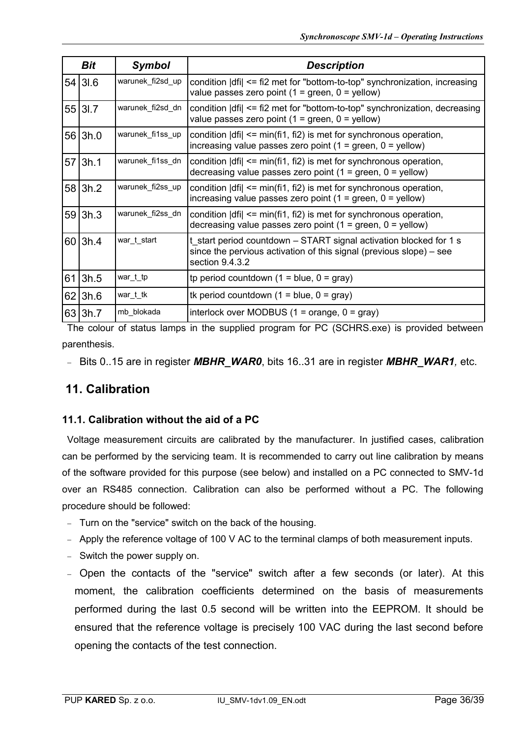| Bit | | Symbol | Description |
| --- | --- | --- | --- |
| 54 | 3l.6 | warunek_fi2sd_up | condition \|dfi\| <= fi2 met for "bottom-to-top" synchronization, increasing value passes zero point (1 = green, 0 = yellow) |
| 55 | 3l.7 | warunek_fi2sd_dn | condition \|dfi\| <= fi2 met for "bottom-to-top" synchronization, decreasing value passes zero point (1 = green, 0 = yellow) |
| 56 | 3h.0 | warunek_fi1ss_up | condition \|dfi\| <= min(fi1, fi2) is met for synchronous operation, increasing value passes zero point (1 = green, 0 = yellow) |
| 57 | 3h.1 | warunek_fi1ss_dn | condition \|dfi\| <= min(fi1, fi2) is met for synchronous operation, decreasing value passes zero point (1 = green, 0 = yellow) |
| 58 | 3h.2 | warunek_fi2ss_up | condition \|dfi\| <= min(fi1, fi2) is met for synchronous operation, increasing value passes zero point (1 = green, 0 = yellow) |
| 59 | 3h.3 | warunek_fi2ss_dn | condition \|dfi\| <= min(fi1, fi2) is met for synchronous operation, decreasing value passes zero point (1 = green, 0 = yellow) |
| 60 | 3h.4 | war_t_start | t_start period countdown – START signal activation blocked for 1 s since the pervious activation of this signal (previous slope) – see section 9.4.3.2 |
| 61 | 3h.5 | war_t_tp | tp period countdown (1 = blue, 0 = gray) |
| 62 | 3h.6 | war_t_tk | tk period countdown (1 = blue, 0 = gray) |
| 63 | 3h.7 | mb_blokada | interlock over MODBUS (1 = orange, 0 = gray) |

The colour of status lamps in the supplied program for PC (SCHRS.exe) is provided between parenthesis.

- Bits 0..15 are in register ***MBHR_WAR0***, bits 16..31 are in register ***MBHR_WAR1****,* etc.

## 11. Calibration

### 11.1. Calibration without the aid of a PC

Voltage measurement circuits are calibrated by the manufacturer. In justified cases, calibration can be performed by the servicing team. It is recommended to carry out line calibration by means of the software provided for this purpose (see below) and installed on a PC connected to SMV-1d over an RS485 connection. Calibration can also be performed without a PC. The following procedure should be followed:

- Turn on the "service" switch on the back of the housing.
- Apply the reference voltage of 100 V AC to the terminal clamps of both measurement inputs.
- Switch the power supply on.
- Open the contacts of the "service" switch after a few seconds (or later). At this moment, the calibration coefficients determined on the basis of measurements performed during the last 0.5 second will be written into the EEPROM. It should be ensured that the reference voltage is precisely 100 VAC during the last second before opening the contacts of the test connection.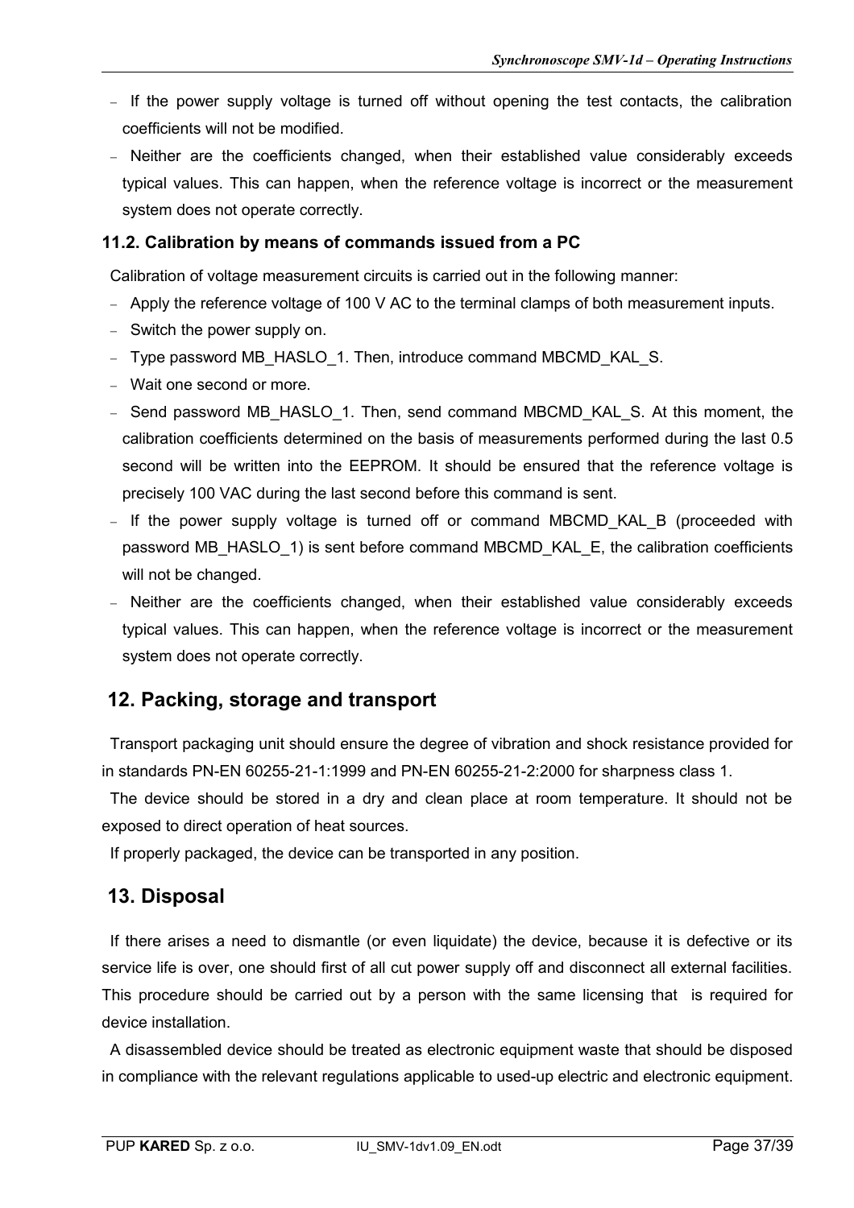- If the power supply voltage is turned off without opening the test contacts, the calibration coefficients will not be modified.
- Neither are the coefficients changed, when their established value considerably exceeds typical values. This can happen, when the reference voltage is incorrect or the measurement system does not operate correctly.

### 11.2. Calibration by means of commands issued from a PC

Calibration of voltage measurement circuits is carried out in the following manner:

- Apply the reference voltage of 100 V AC to the terminal clamps of both measurement inputs.
- Switch the power supply on.
- Type password MB_HASLO_1. Then, introduce command MBCMD_KAL_S.
- Wait one second or more.
- Send password MB_HASLO_1. Then, send command MBCMD_KAL_S. At this moment, the calibration coefficients determined on the basis of measurements performed during the last 0.5 second will be written into the EEPROM. It should be ensured that the reference voltage is precisely 100 VAC during the last second before this command is sent.
- If the power supply voltage is turned off or command MBCMD_KAL_B (proceeded with password MB_HASLO_1) is sent before command MBCMD_KAL_E, the calibration coefficients will not be changed.
- Neither are the coefficients changed, when their established value considerably exceeds typical values. This can happen, when the reference voltage is incorrect or the measurement system does not operate correctly.

## 12. Packing, storage and transport

Transport packaging unit should ensure the degree of vibration and shock resistance provided for in standards PN-EN 60255-21-1:1999 and PN-EN 60255-21-2:2000 for sharpness class 1.

The device should be stored in a dry and clean place at room temperature. It should not be exposed to direct operation of heat sources.

If properly packaged, the device can be transported in any position.

## 13. Disposal

If there arises a need to dismantle (or even liquidate) the device, because it is defective or its service life is over, one should first of all cut power supply off and disconnect all external facilities. This procedure should be carried out by a person with the same licensing that is required for device installation.

A disassembled device should be treated as electronic equipment waste that should be disposed in compliance with the relevant regulations applicable to used-up electric and electronic equipment.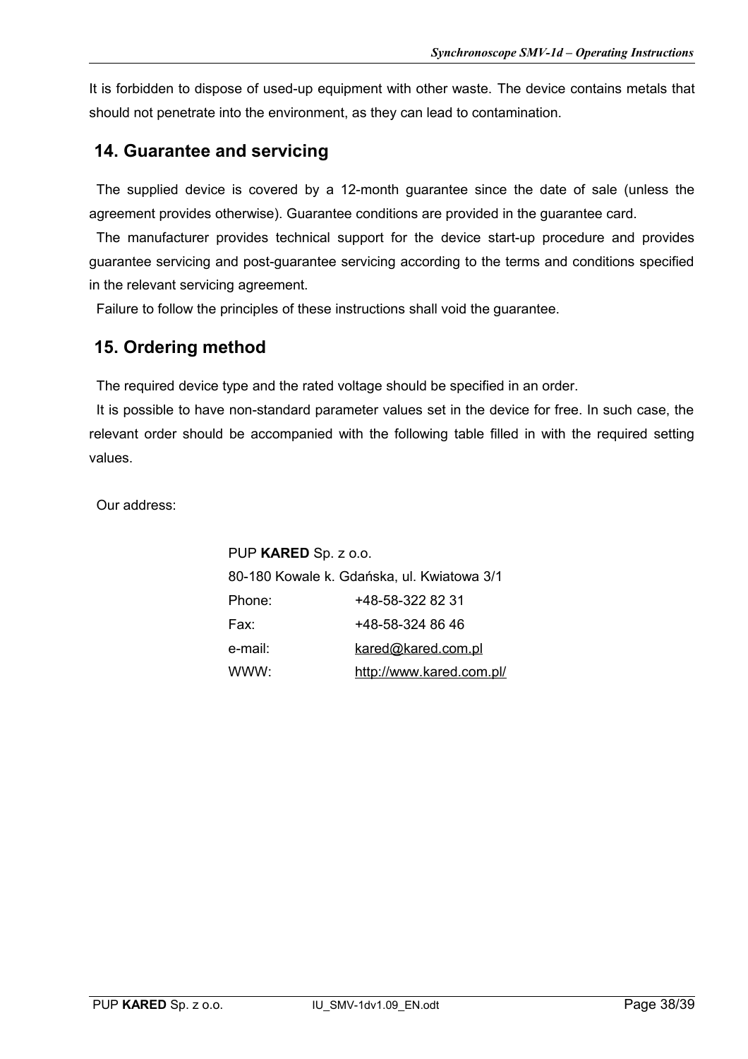It is forbidden to dispose of used-up equipment with other waste. The device contains metals that should not penetrate into the environment, as they can lead to contamination.

## 14. Guarantee and servicing

The supplied device is covered by a 12-month guarantee since the date of sale (unless the agreement provides otherwise). Guarantee conditions are provided in the guarantee card.

The manufacturer provides technical support for the device start-up procedure and provides guarantee servicing and post-guarantee servicing according to the terms and conditions specified in the relevant servicing agreement.

Failure to follow the principles of these instructions shall void the guarantee.

## 15. Ordering method

The required device type and the rated voltage should be specified in an order.

It is possible to have non-standard parameter values set in the device for free. In such case, the relevant order should be accompanied with the following table filled in with the required setting values.

Our address:

PUP **KARED** Sp. z o.o.
80-180 Kowale k. Gdańska, ul. Kwiatowa 3/1

| | |
|---|---|
| Phone: | +48-58-322 82 31 |
| Fax: | +48-58-324 86 46 |
| e-mail: | kared@kared.com.pl |
| WWW: | http://www.kared.com.pl/ |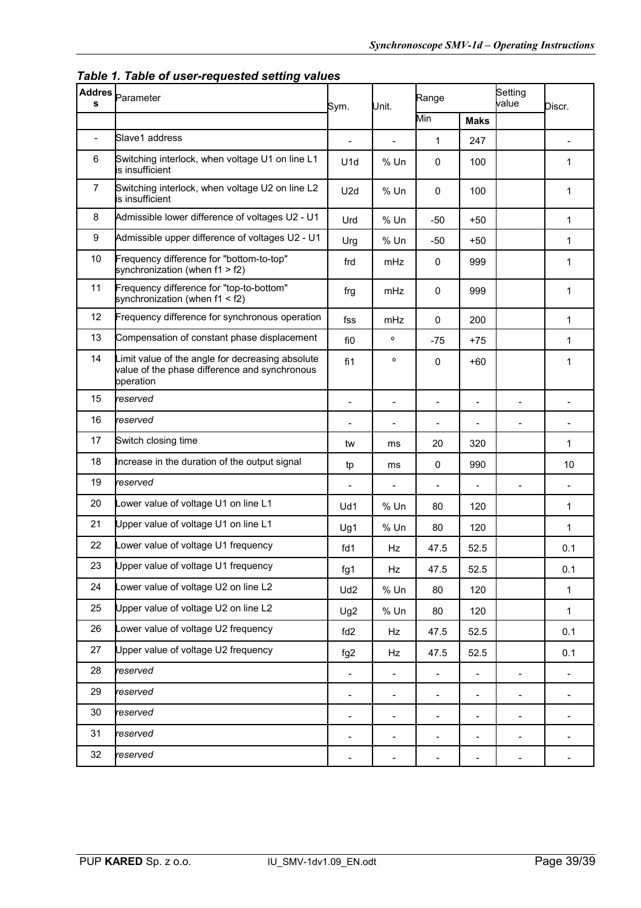***Table 1. Table of user-requested setting values***

| Address | Parameter | Sym. | Unit. | Range | | Setting value | Discr. |
|---|---|---|---|---|---|---|---|
| | | | | Min | **Maks** | | |
| - | Slave1 address | - | - | 1 | 247 | | - |
| 6 | Switching interlock, when voltage U1 on line L1 is insufficient | U1d | % Un | 0 | 100 | | 1 |
| 7 | Switching interlock, when voltage U2 on line L2 is insufficient | U2d | % Un | 0 | 100 | | 1 |
| 8 | Admissible lower difference of voltages U2 - U1 | Urd | % Un | -50 | +50 | | 1 |
| 9 | Admissible upper difference of voltages U2 - U1 | Urg | % Un | -50 | +50 | | 1 |
| 10 | Frequency difference for "bottom-to-top" synchronization (when f1 > f2) | frd | mHz | 0 | 999 | | 1 |
| 11 | Frequency difference for "top-to-bottom" synchronization (when f1 < f2) | frg | mHz | 0 | 999 | | 1 |
| 12 | Frequency difference for synchronous operation | fss | mHz | 0 | 200 | | 1 |
| 13 | Compensation of constant phase displacement | fi0 | ° | -75 | +75 | | 1 |
| 14 | Limit value of the angle for decreasing absolute value of the phase difference and synchronous operation | fi1 | ° | 0 | +60 | | 1 |
| 15 | *reserved* | - | - | - | - | - | - |
| 16 | *reserved* | - | - | - | - | - | - |
| 17 | Switch closing time | tw | ms | 20 | 320 | | 1 |
| 18 | Increase in the duration of the output signal | tp | ms | 0 | 990 | | 10 |
| 19 | *reserved* | - | - | - | - | - | - |
| 20 | Lower value of voltage U1 on line L1 | Ud1 | % Un | 80 | 120 | | 1 |
| 21 | Upper value of voltage U1 on line L1 | Ug1 | % Un | 80 | 120 | | 1 |
| 22 | Lower value of voltage U1 frequency | fd1 | Hz | 47.5 | 52.5 | | 0.1 |
| 23 | Upper value of voltage U1 frequency | fg1 | Hz | 47.5 | 52.5 | | 0.1 |
| 24 | Lower value of voltage U2 on line L2 | Ud2 | % Un | 80 | 120 | | 1 |
| 25 | Upper value of voltage U2 on line L2 | Ug2 | % Un | 80 | 120 | | 1 |
| 26 | Lower value of voltage U2 frequency | fd2 | Hz | 47.5 | 52.5 | | 0.1 |
| 27 | Upper value of voltage U2 frequency | fg2 | Hz | 47.5 | 52.5 | | 0.1 |
| 28 | *reserved* | - | - | - | - | - | - |
| 29 | *reserved* | - | - | - | - | - | - |
| 30 | *reserved* | - | - | - | - | - | - |
| 31 | *reserved* | - | - | - | - | - | - |
| 32 | *reserved* | - | - | - | - | - | - |